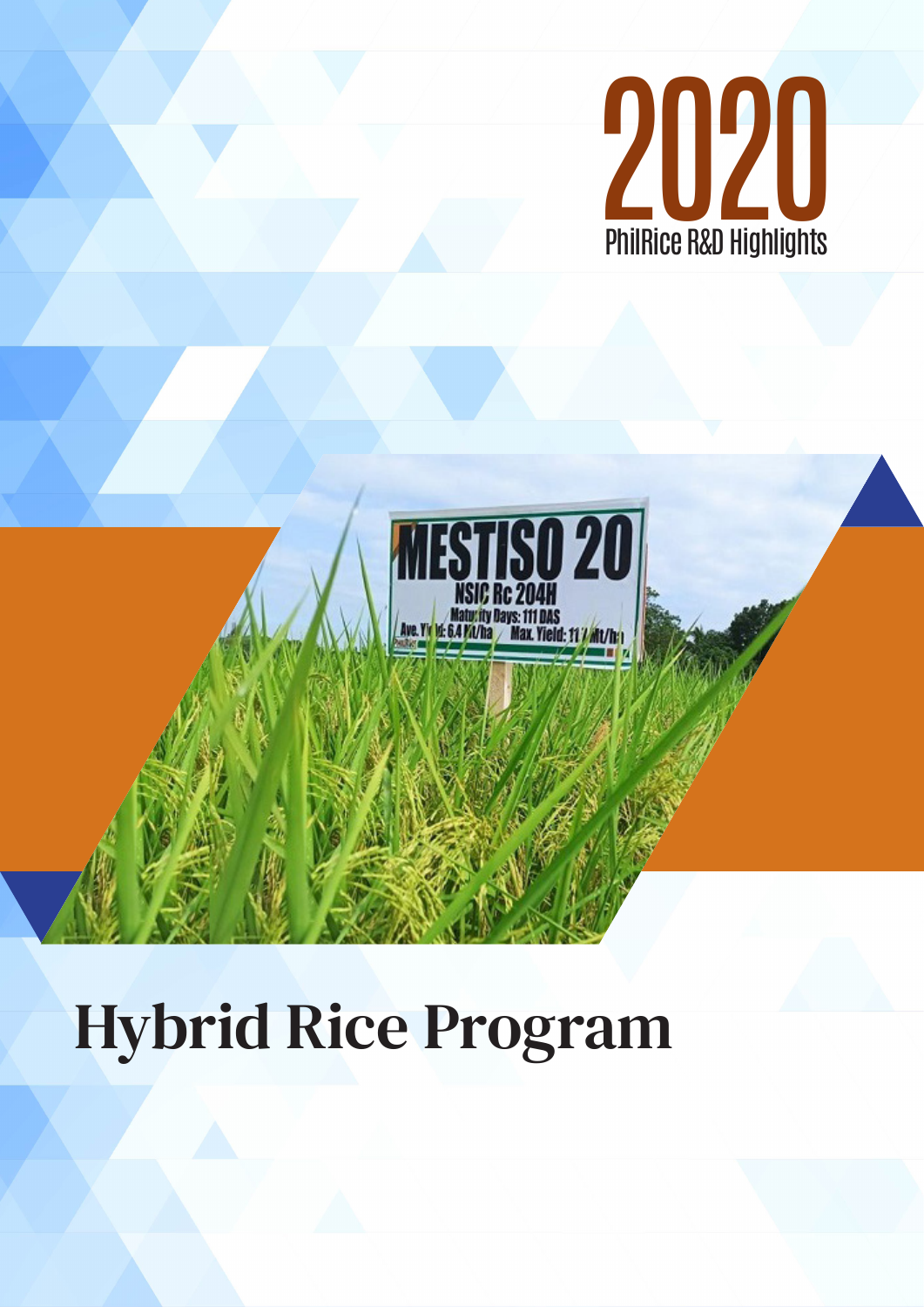# 2020

PhilRice R&D Highlights

# Hybrid Rice Program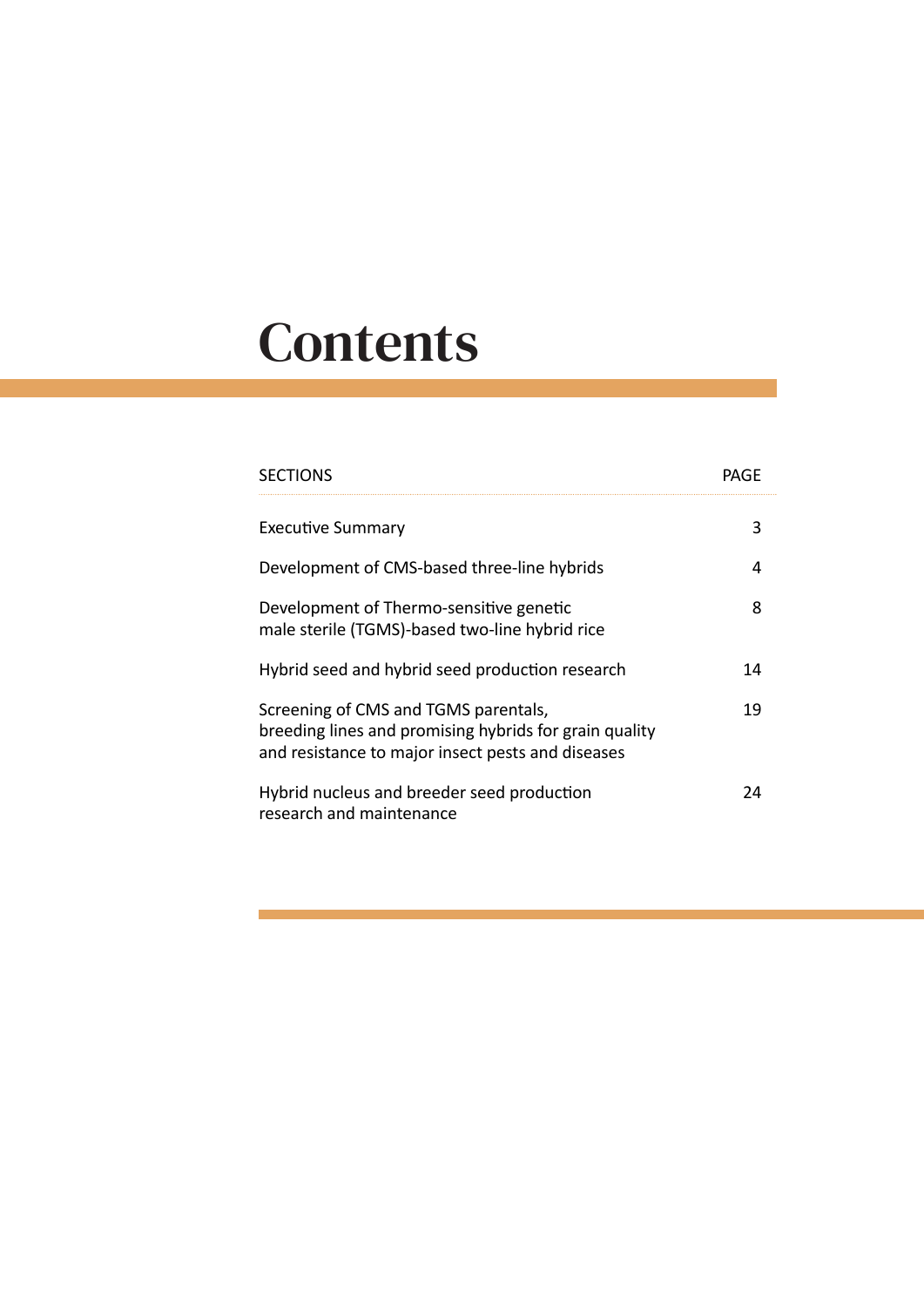# Contents

| SECTIONS | PAGE |
| --- | --- |
| Executive Summary | 3 |
| Development of CMS-based three-line hybrids | 4 |
| Development of Thermo-sensitive genetic male sterile (TGMS)-based two-line hybrid rice | 8 |
| Hybrid seed and hybrid seed production research | 14 |
| Screening of CMS and TGMS parentals, breeding lines and promising hybrids for grain quality and resistance to major insect pests and diseases | 19 |
| Hybrid nucleus and breeder seed production research and maintenance | 24 |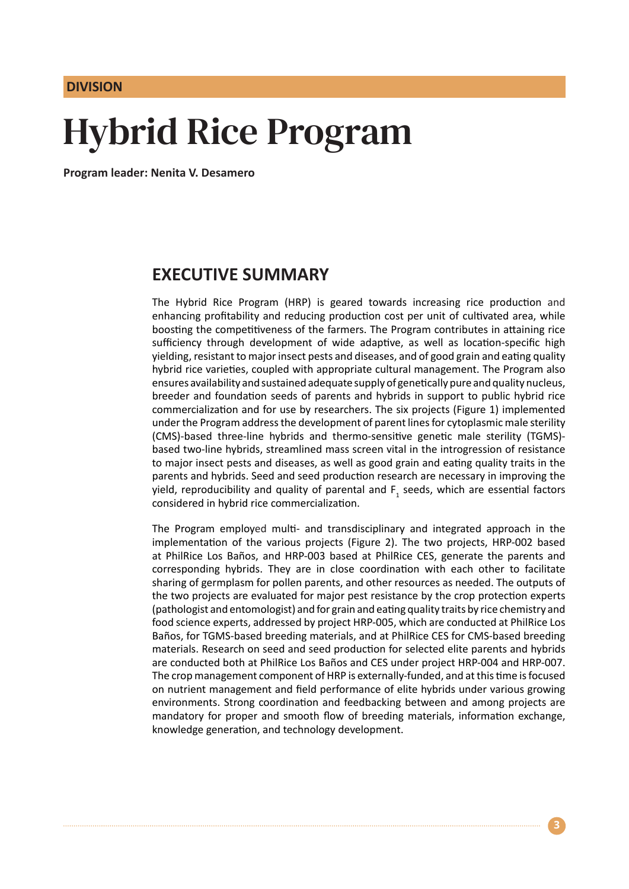DIVISION

# Hybrid Rice Program

**Program leader: Nenita V. Desamero**

## EXECUTIVE SUMMARY

The Hybrid Rice Program (HRP) is geared towards increasing rice production and enhancing profitability and reducing production cost per unit of cultivated area, while boosting the competitiveness of the farmers. The Program contributes in attaining rice sufficiency through development of wide adaptive, as well as location-specific high yielding, resistant to major insect pests and diseases, and of good grain and eating quality hybrid rice varieties, coupled with appropriate cultural management. The Program also ensures availability and sustained adequate supply of genetically pure and quality nucleus, breeder and foundation seeds of parents and hybrids in support to public hybrid rice commercialization and for use by researchers. The six projects (Figure 1) implemented under the Program address the development of parent lines for cytoplasmic male sterility (CMS)-based three-line hybrids and thermo-sensitive genetic male sterility (TGMS)-based two-line hybrids, streamlined mass screen vital in the introgression of resistance to major insect pests and diseases, as well as good grain and eating quality traits in the parents and hybrids. Seed and seed production research are necessary in improving the yield, reproducibility and quality of parental and $F_1$ seeds, which are essential factors considered in hybrid rice commercialization.

The Program employed multi- and transdisciplinary and integrated approach in the implementation of the various projects (Figure 2). The two projects, HRP-002 based at PhilRice Los Baños, and HRP-003 based at PhilRice CES, generate the parents and corresponding hybrids. They are in close coordination with each other to facilitate sharing of germplasm for pollen parents, and other resources as needed. The outputs of the two projects are evaluated for major pest resistance by the crop protection experts (pathologist and entomologist) and for grain and eating quality traits by rice chemistry and food science experts, addressed by project HRP-005, which are conducted at PhilRice Los Baños, for TGMS-based breeding materials, and at PhilRice CES for CMS-based breeding materials. Research on seed and seed production for selected elite parents and hybrids are conducted both at PhilRice Los Baños and CES under project HRP-004 and HRP-007. The crop management component of HRP is externally-funded, and at this time is focused on nutrient management and field performance of elite hybrids under various growing environments. Strong coordination and feedbacking between and among projects are mandatory for proper and smooth flow of breeding materials, information exchange, knowledge generation, and technology development.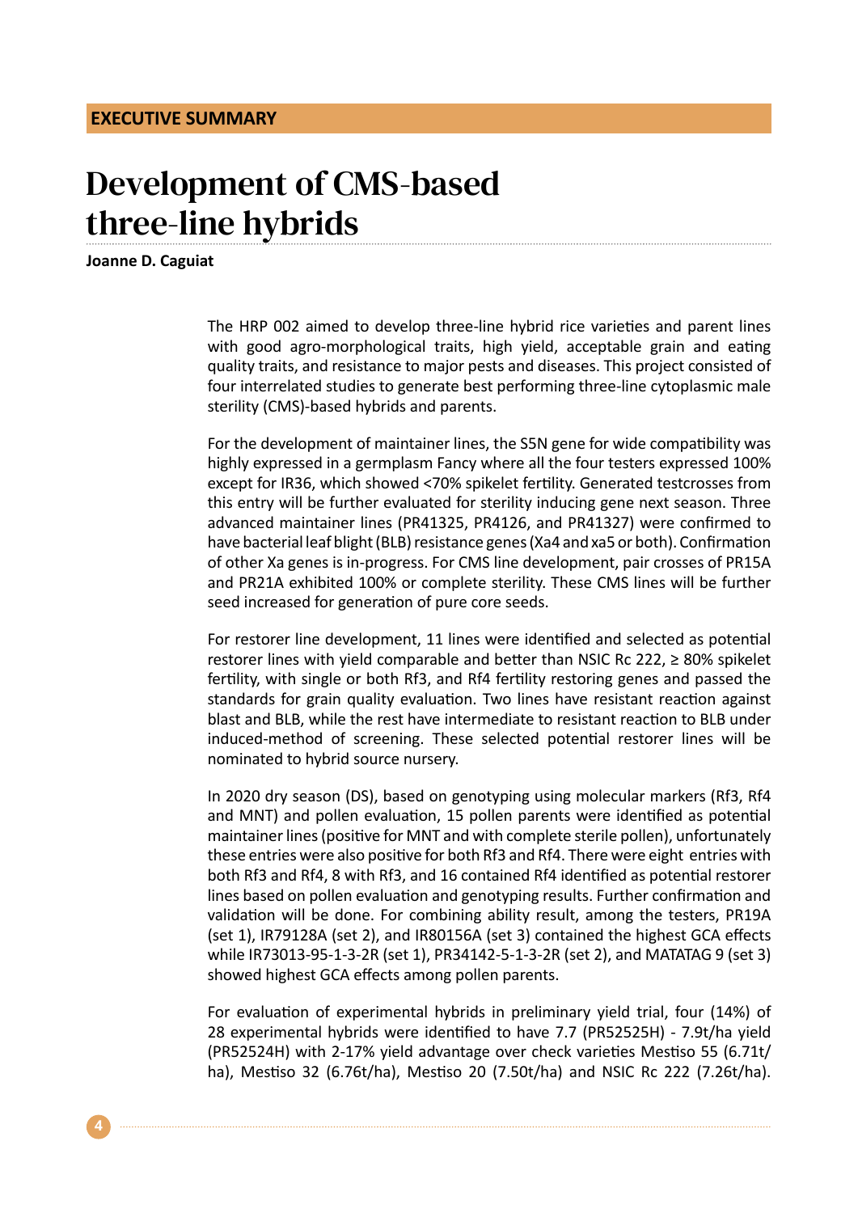**EXECUTIVE SUMMARY**

# Development of CMS-based three-line hybrids

**Joanne D. Caguiat**

The HRP 002 aimed to develop three-line hybrid rice varieties and parent lines with good agro-morphological traits, high yield, acceptable grain and eating quality traits, and resistance to major pests and diseases. This project consisted of four interrelated studies to generate best performing three-line cytoplasmic male sterility (CMS)-based hybrids and parents.

For the development of maintainer lines, the S5N gene for wide compatibility was highly expressed in a germplasm Fancy where all the four testers expressed 100% except for IR36, which showed <70% spikelet fertility. Generated testcrosses from this entry will be further evaluated for sterility inducing gene next season. Three advanced maintainer lines (PR41325, PR4126, and PR41327) were confirmed to have bacterial leaf blight (BLB) resistance genes (Xa4 and xa5 or both). Confirmation of other Xa genes is in-progress. For CMS line development, pair crosses of PR15A and PR21A exhibited 100% or complete sterility. These CMS lines will be further seed increased for generation of pure core seeds.

For restorer line development, 11 lines were identified and selected as potential restorer lines with yield comparable and better than NSIC Rc 222, ≥ 80% spikelet fertility, with single or both Rf3, and Rf4 fertility restoring genes and passed the standards for grain quality evaluation. Two lines have resistant reaction against blast and BLB, while the rest have intermediate to resistant reaction to BLB under induced-method of screening. These selected potential restorer lines will be nominated to hybrid source nursery.

In 2020 dry season (DS), based on genotyping using molecular markers (Rf3, Rf4 and MNT) and pollen evaluation, 15 pollen parents were identified as potential maintainer lines (positive for MNT and with complete sterile pollen), unfortunately these entries were also positive for both Rf3 and Rf4. There were eight entries with both Rf3 and Rf4, 8 with Rf3, and 16 contained Rf4 identified as potential restorer lines based on pollen evaluation and genotyping results. Further confirmation and validation will be done. For combining ability result, among the testers, PR19A (set 1), IR79128A (set 2), and IR80156A (set 3) contained the highest GCA effects while IR73013-95-1-3-2R (set 1), PR34142-5-1-3-2R (set 2), and MATATAG 9 (set 3) showed highest GCA effects among pollen parents.

For evaluation of experimental hybrids in preliminary yield trial, four (14%) of 28 experimental hybrids were identified to have 7.7 (PR52525H) - 7.9t/ha yield (PR52524H) with 2-17% yield advantage over check varieties Mestiso 55 (6.71t/ha), Mestiso 32 (6.76t/ha), Mestiso 20 (7.50t/ha) and NSIC Rc 222 (7.26t/ha).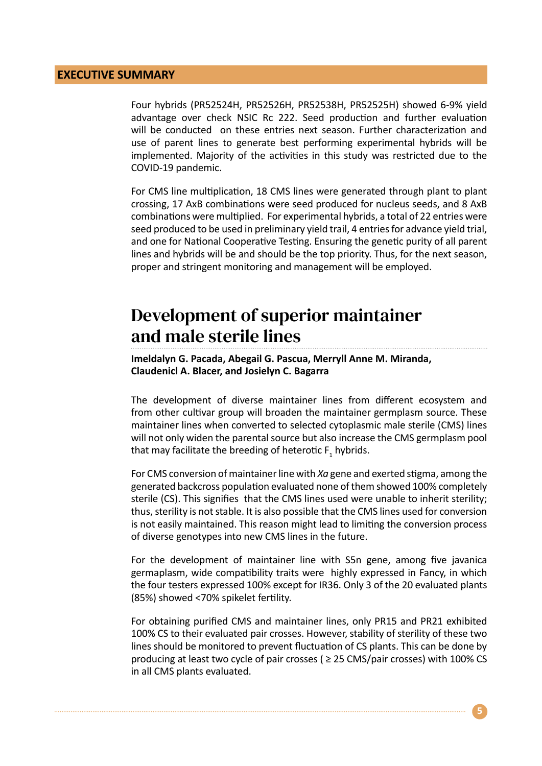## EXECUTIVE SUMMARY

Four hybrids (PR52524H, PR52526H, PR52538H, PR52525H) showed 6-9% yield advantage over check NSIC Rc 222. Seed production and further evaluation will be conducted on these entries next season. Further characterization and use of parent lines to generate best performing experimental hybrids will be implemented. Majority of the activities in this study was restricted due to the COVID-19 pandemic.

For CMS line multiplication, 18 CMS lines were generated through plant to plant crossing, 17 AxB combinations were seed produced for nucleus seeds, and 8 AxB combinations were multiplied. For experimental hybrids, a total of 22 entries were seed produced to be used in preliminary yield trail, 4 entries for advance yield trial, and one for National Cooperative Testing. Ensuring the genetic purity of all parent lines and hybrids will be and should be the top priority. Thus, for the next season, proper and stringent monitoring and management will be employed.

# Development of superior maintainer and male sterile lines

**Imeldalyn G. Pacada, Abegail G. Pascua, Merryll Anne M. Miranda, Claudenicl A. Blacer, and Josielyn C. Bagarra**

The development of diverse maintainer lines from different ecosystem and from other cultivar group will broaden the maintainer germplasm source. These maintainer lines when converted to selected cytoplasmic male sterile (CMS) lines will not only widen the parental source but also increase the CMS germplasm pool that may facilitate the breeding of heterotic $F_1$ hybrids.

For CMS conversion of maintainer line with *Xa* gene and exerted stigma, among the generated backcross population evaluated none of them showed 100% completely sterile (CS). This signifies that the CMS lines used were unable to inherit sterility; thus, sterility is not stable. It is also possible that the CMS lines used for conversion is not easily maintained. This reason might lead to limiting the conversion process of diverse genotypes into new CMS lines in the future.

For the development of maintainer line with S5n gene, among five javanica germaplasm, wide compatibility traits were highly expressed in Fancy, in which the four testers expressed 100% except for IR36. Only 3 of the 20 evaluated plants (85%) showed <70% spikelet fertility.

For obtaining purified CMS and maintainer lines, only PR15 and PR21 exhibited 100% CS to their evaluated pair crosses. However, stability of sterility of these two lines should be monitored to prevent fluctuation of CS plants. This can be done by producing at least two cycle of pair crosses ( ≥ 25 CMS/pair crosses) with 100% CS in all CMS plants evaluated.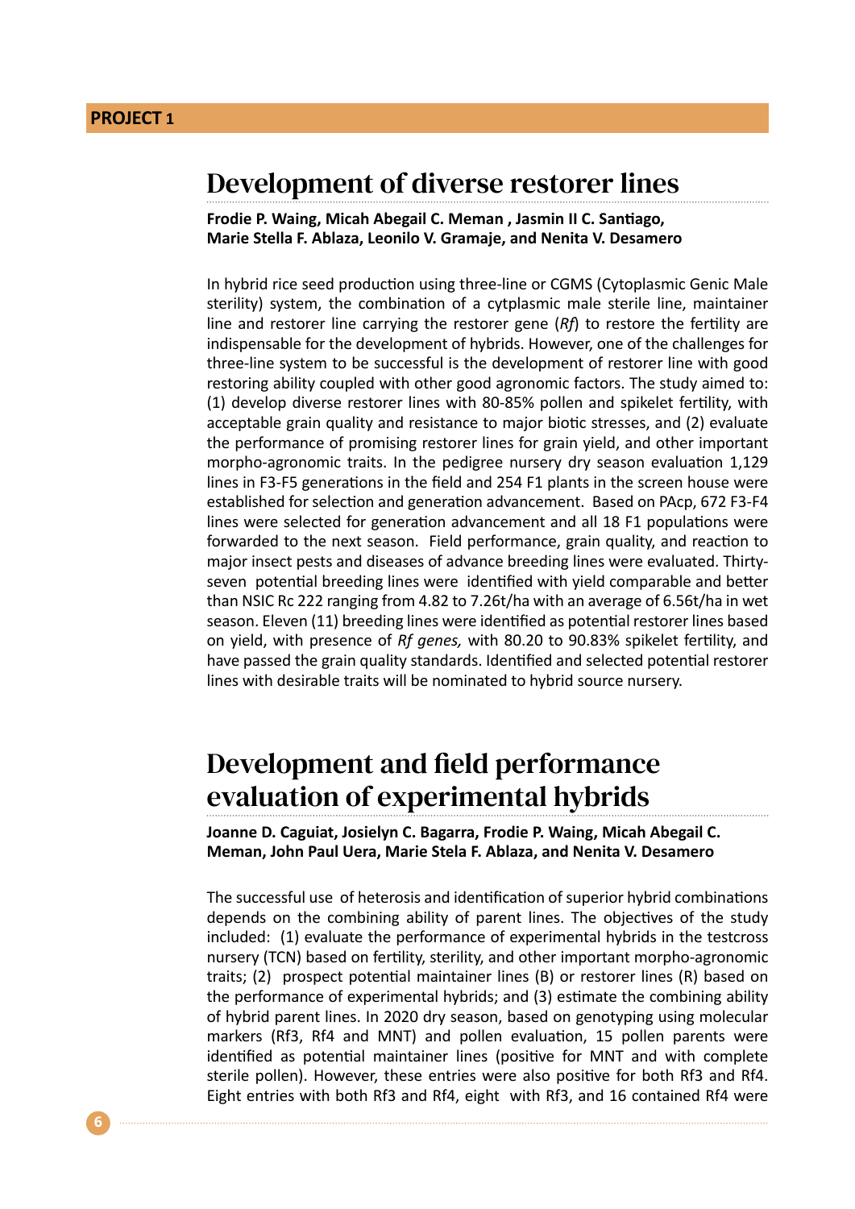**PROJECT 1**

## Development of diverse restorer lines

**Frodie P. Waing, Micah Abegail C. Meman , Jasmin II C. Santiago, Marie Stella F. Ablaza, Leonilo V. Gramaje, and Nenita V. Desamero**

In hybrid rice seed production using three-line or CGMS (Cytoplasmic Genic Male sterility) system, the combination of a cytplasmic male sterile line, maintainer line and restorer line carrying the restorer gene (*Rf*) to restore the fertility are indispensable for the development of hybrids. However, one of the challenges for three-line system to be successful is the development of restorer line with good restoring ability coupled with other good agronomic factors. The study aimed to: (1) develop diverse restorer lines with 80-85% pollen and spikelet fertility, with acceptable grain quality and resistance to major biotic stresses, and (2) evaluate the performance of promising restorer lines for grain yield, and other important morpho-agronomic traits. In the pedigree nursery dry season evaluation 1,129 lines in F3-F5 generations in the field and 254 F1 plants in the screen house were established for selection and generation advancement. Based on PAcp, 672 F3-F4 lines were selected for generation advancement and all 18 F1 populations were forwarded to the next season. Field performance, grain quality, and reaction to major insect pests and diseases of advance breeding lines were evaluated. Thirty-seven potential breeding lines were identified with yield comparable and better than NSIC Rc 222 ranging from 4.82 to 7.26t/ha with an average of 6.56t/ha in wet season. Eleven (11) breeding lines were identified as potential restorer lines based on yield, with presence of *Rf genes,* with 80.20 to 90.83% spikelet fertility, and have passed the grain quality standards. Identified and selected potential restorer lines with desirable traits will be nominated to hybrid source nursery.

## Development and field performance evaluation of experimental hybrids

**Joanne D. Caguiat, Josielyn C. Bagarra, Frodie P. Waing, Micah Abegail C. Meman, John Paul Uera, Marie Stela F. Ablaza, and Nenita V. Desamero**

The successful use of heterosis and identification of superior hybrid combinations depends on the combining ability of parent lines. The objectives of the study included: (1) evaluate the performance of experimental hybrids in the testcross nursery (TCN) based on fertility, sterility, and other important morpho-agronomic traits; (2) prospect potential maintainer lines (B) or restorer lines (R) based on the performance of experimental hybrids; and (3) estimate the combining ability of hybrid parent lines. In 2020 dry season, based on genotyping using molecular markers (Rf3, Rf4 and MNT) and pollen evaluation, 15 pollen parents were identified as potential maintainer lines (positive for MNT and with complete sterile pollen). However, these entries were also positive for both Rf3 and Rf4. Eight entries with both Rf3 and Rf4, eight with Rf3, and 16 contained Rf4 were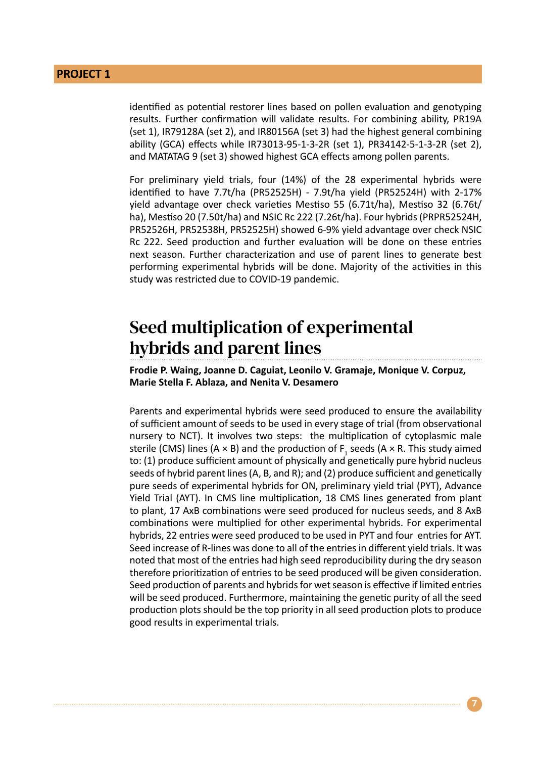identified as potential restorer lines based on pollen evaluation and genotyping results. Further confirmation will validate results. For combining ability, PR19A (set 1), IR79128A (set 2), and IR80156A (set 3) had the highest general combining ability (GCA) effects while IR73013-95-1-3-2R (set 1), PR34142-5-1-3-2R (set 2), and MATATAG 9 (set 3) showed highest GCA effects among pollen parents.

For preliminary yield trials, four (14%) of the 28 experimental hybrids were identified to have 7.7t/ha (PR52525H) - 7.9t/ha yield (PR52524H) with 2-17% yield advantage over check varieties Mestiso 55 (6.71t/ha), Mestiso 32 (6.76t/ha), Mestiso 20 (7.50t/ha) and NSIC Rc 222 (7.26t/ha). Four hybrids (PRPR52524H, PR52526H, PR52538H, PR52525H) showed 6-9% yield advantage over check NSIC Rc 222. Seed production and further evaluation will be done on these entries next season. Further characterization and use of parent lines to generate best performing experimental hybrids will be done. Majority of the activities in this study was restricted due to COVID-19 pandemic.

## Seed multiplication of experimental hybrids and parent lines

**Frodie P. Waing, Joanne D. Caguiat, Leonilo V. Gramaje, Monique V. Corpuz, Marie Stella F. Ablaza, and Nenita V. Desamero**

Parents and experimental hybrids were seed produced to ensure the availability of sufficient amount of seeds to be used in every stage of trial (from observational nursery to NCT). It involves two steps: the multiplication of cytoplasmic male sterile (CMS) lines (A × B) and the production of $F_1$ seeds (A × R. This study aimed to: (1) produce sufficient amount of physically and genetically pure hybrid nucleus seeds of hybrid parent lines (A, B, and R); and (2) produce sufficient and genetically pure seeds of experimental hybrids for ON, preliminary yield trial (PYT), Advance Yield Trial (AYT). In CMS line multiplication, 18 CMS lines generated from plant to plant, 17 AxB combinations were seed produced for nucleus seeds, and 8 AxB combinations were multiplied for other experimental hybrids. For experimental hybrids, 22 entries were seed produced to be used in PYT and four entries for AYT. Seed increase of R-lines was done to all of the entries in different yield trials. It was noted that most of the entries had high seed reproducibility during the dry season therefore prioritization of entries to be seed produced will be given consideration. Seed production of parents and hybrids for wet season is effective if limited entries will be seed produced. Furthermore, maintaining the genetic purity of all the seed production plots should be the top priority in all seed production plots to produce good results in experimental trials.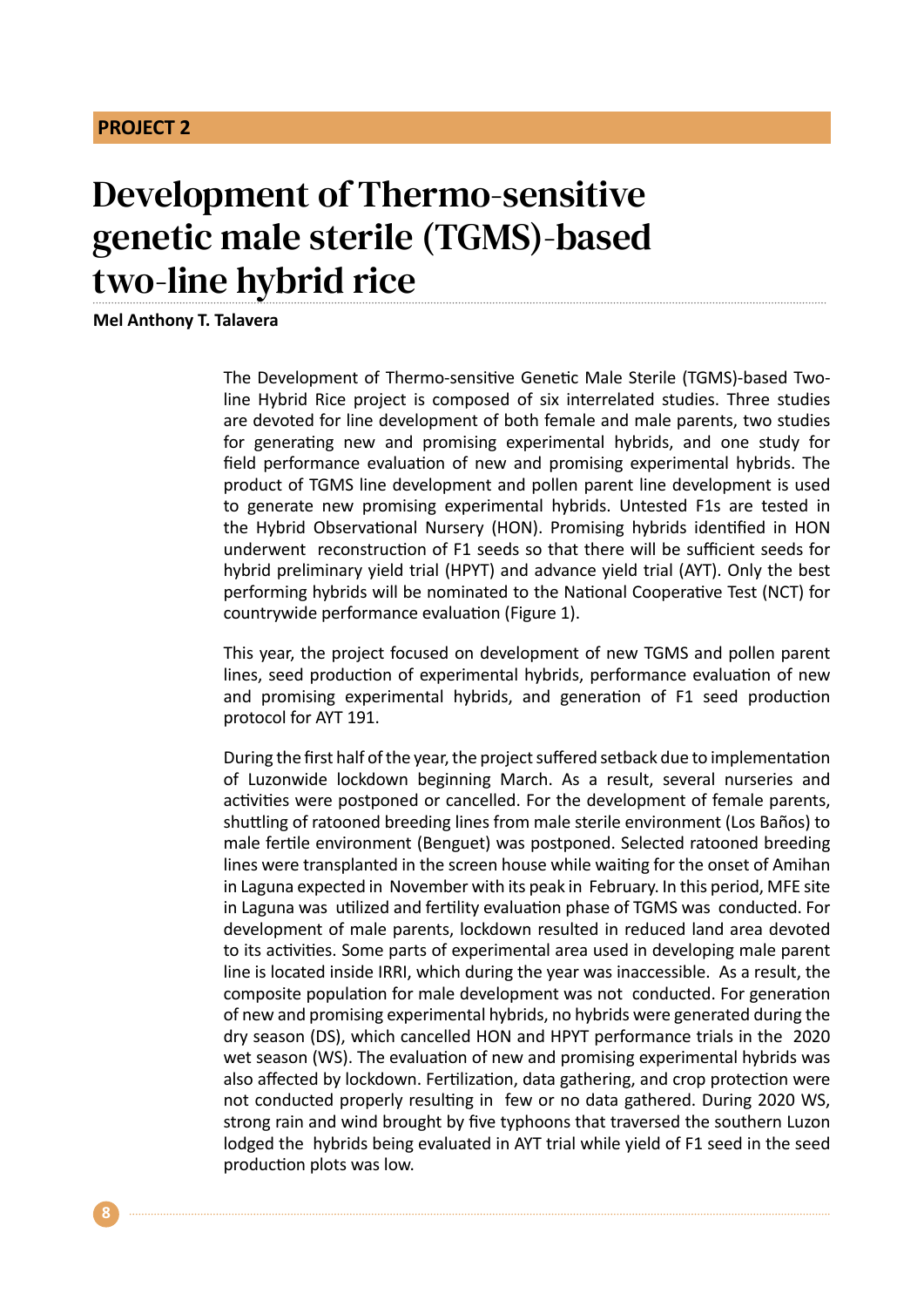**PROJECT 2**

# Development of Thermo-sensitive genetic male sterile (TGMS)-based two-line hybrid rice

**Mel Anthony T. Talavera**

The Development of Thermo-sensitive Genetic Male Sterile (TGMS)-based Two-line Hybrid Rice project is composed of six interrelated studies. Three studies are devoted for line development of both female and male parents, two studies for generating new and promising experimental hybrids, and one study for field performance evaluation of new and promising experimental hybrids. The product of TGMS line development and pollen parent line development is used to generate new promising experimental hybrids. Untested F1s are tested in the Hybrid Observational Nursery (HON). Promising hybrids identified in HON underwent reconstruction of F1 seeds so that there will be sufficient seeds for hybrid preliminary yield trial (HPYT) and advance yield trial (AYT). Only the best performing hybrids will be nominated to the National Cooperative Test (NCT) for countrywide performance evaluation (Figure 1).

This year, the project focused on development of new TGMS and pollen parent lines, seed production of experimental hybrids, performance evaluation of new and promising experimental hybrids, and generation of F1 seed production protocol for AYT 191.

During the first half of the year, the project suffered setback due to implementation of Luzonwide lockdown beginning March. As a result, several nurseries and activities were postponed or cancelled. For the development of female parents, shuttling of ratooned breeding lines from male sterile environment (Los Baños) to male fertile environment (Benguet) was postponed. Selected ratooned breeding lines were transplanted in the screen house while waiting for the onset of Amihan in Laguna expected in November with its peak in February. In this period, MFE site in Laguna was utilized and fertility evaluation phase of TGMS was conducted. For development of male parents, lockdown resulted in reduced land area devoted to its activities. Some parts of experimental area used in developing male parent line is located inside IRRI, which during the year was inaccessible. As a result, the composite population for male development was not conducted. For generation of new and promising experimental hybrids, no hybrids were generated during the dry season (DS), which cancelled HON and HPYT performance trials in the 2020 wet season (WS). The evaluation of new and promising experimental hybrids was also affected by lockdown. Fertilization, data gathering, and crop protection were not conducted properly resulting in few or no data gathered. During 2020 WS, strong rain and wind brought by five typhoons that traversed the southern Luzon lodged the hybrids being evaluated in AYT trial while yield of F1 seed in the seed production plots was low.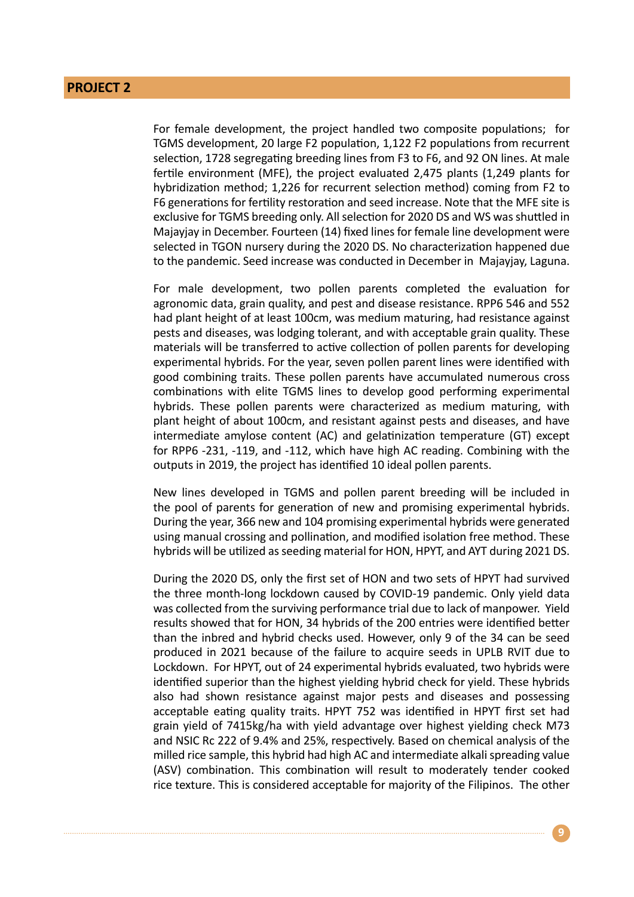## PROJECT 2

For female development, the project handled two composite populations; for TGMS development, 20 large F2 population, 1,122 F2 populations from recurrent selection, 1728 segregating breeding lines from F3 to F6, and 92 ON lines. At male fertile environment (MFE), the project evaluated 2,475 plants (1,249 plants for hybridization method; 1,226 for recurrent selection method) coming from F2 to F6 generations for fertility restoration and seed increase. Note that the MFE site is exclusive for TGMS breeding only. All selection for 2020 DS and WS was shuttled in Majayjay in December. Fourteen (14) fixed lines for female line development were selected in TGON nursery during the 2020 DS. No characterization happened due to the pandemic. Seed increase was conducted in December in Majayjay, Laguna.

For male development, two pollen parents completed the evaluation for agronomic data, grain quality, and pest and disease resistance. RPP6 546 and 552 had plant height of at least 100cm, was medium maturing, had resistance against pests and diseases, was lodging tolerant, and with acceptable grain quality. These materials will be transferred to active collection of pollen parents for developing experimental hybrids. For the year, seven pollen parent lines were identified with good combining traits. These pollen parents have accumulated numerous cross combinations with elite TGMS lines to develop good performing experimental hybrids. These pollen parents were characterized as medium maturing, with plant height of about 100cm, and resistant against pests and diseases, and have intermediate amylose content (AC) and gelatinization temperature (GT) except for RPP6 -231, -119, and -112, which have high AC reading. Combining with the outputs in 2019, the project has identified 10 ideal pollen parents.

New lines developed in TGMS and pollen parent breeding will be included in the pool of parents for generation of new and promising experimental hybrids. During the year, 366 new and 104 promising experimental hybrids were generated using manual crossing and pollination, and modified isolation free method. These hybrids will be utilized as seeding material for HON, HPYT, and AYT during 2021 DS.

During the 2020 DS, only the first set of HON and two sets of HPYT had survived the three month-long lockdown caused by COVID-19 pandemic. Only yield data was collected from the surviving performance trial due to lack of manpower. Yield results showed that for HON, 34 hybrids of the 200 entries were identified better than the inbred and hybrid checks used. However, only 9 of the 34 can be seed produced in 2021 because of the failure to acquire seeds in UPLB RVIT due to Lockdown. For HPYT, out of 24 experimental hybrids evaluated, two hybrids were identified superior than the highest yielding hybrid check for yield. These hybrids also had shown resistance against major pests and diseases and possessing acceptable eating quality traits. HPYT 752 was identified in HPYT first set had grain yield of 7415kg/ha with yield advantage over highest yielding check M73 and NSIC Rc 222 of 9.4% and 25%, respectively. Based on chemical analysis of the milled rice sample, this hybrid had high AC and intermediate alkali spreading value (ASV) combination. This combination will result to moderately tender cooked rice texture. This is considered acceptable for majority of the Filipinos. The other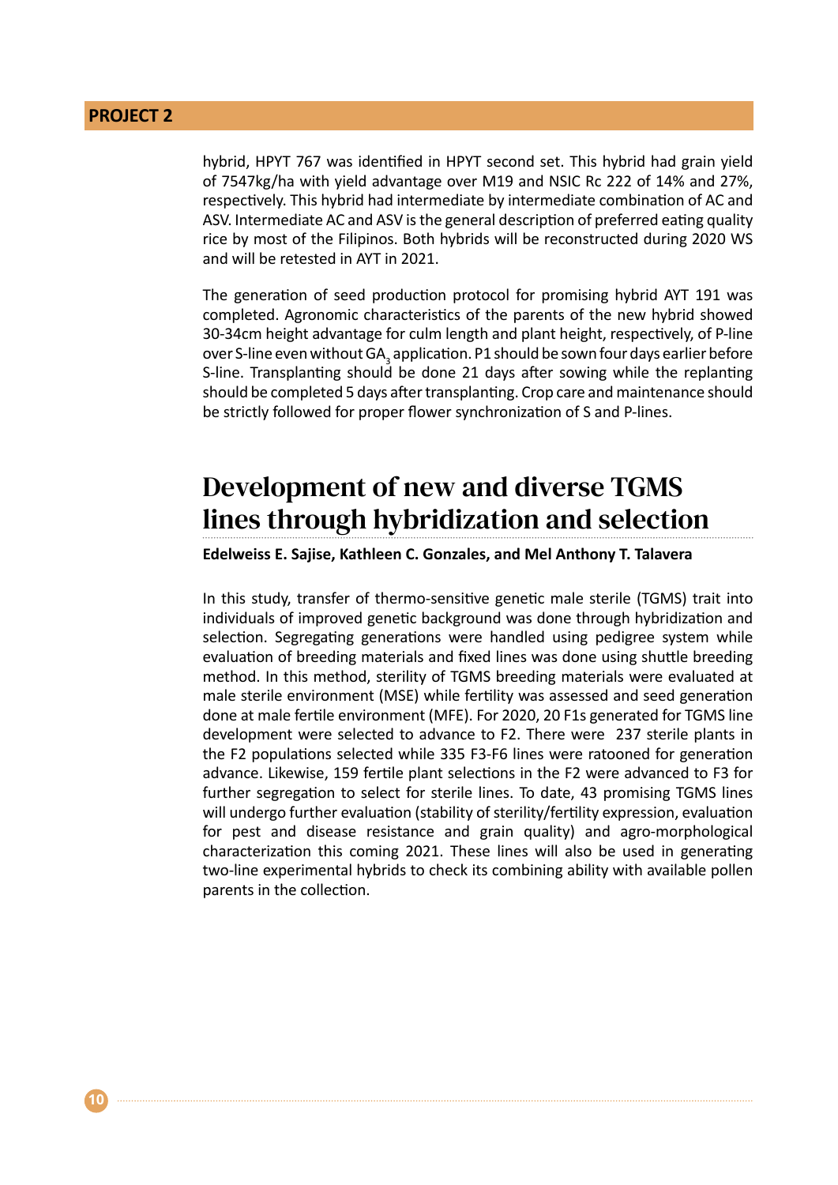hybrid, HPYT 767 was identified in HPYT second set. This hybrid had grain yield of 7547kg/ha with yield advantage over M19 and NSIC Rc 222 of 14% and 27%, respectively. This hybrid had intermediate by intermediate combination of AC and ASV. Intermediate AC and ASV is the general description of preferred eating quality rice by most of the Filipinos. Both hybrids will be reconstructed during 2020 WS and will be retested in AYT in 2021.

The generation of seed production protocol for promising hybrid AYT 191 was completed. Agronomic characteristics of the parents of the new hybrid showed 30-34cm height advantage for culm length and plant height, respectively, of P-line over S-line even without $GA_3$ application. P1 should be sown four days earlier before S-line. Transplanting should be done 21 days after sowing while the replanting should be completed 5 days after transplanting. Crop care and maintenance should be strictly followed for proper flower synchronization of S and P-lines.

## Development of new and diverse TGMS lines through hybridization and selection

**Edelweiss E. Sajise, Kathleen C. Gonzales, and Mel Anthony T. Talavera**

In this study, transfer of thermo-sensitive genetic male sterile (TGMS) trait into individuals of improved genetic background was done through hybridization and selection. Segregating generations were handled using pedigree system while evaluation of breeding materials and fixed lines was done using shuttle breeding method. In this method, sterility of TGMS breeding materials were evaluated at male sterile environment (MSE) while fertility was assessed and seed generation done at male fertile environment (MFE). For 2020, 20 F1s generated for TGMS line development were selected to advance to F2. There were 237 sterile plants in the F2 populations selected while 335 F3-F6 lines were ratooned for generation advance. Likewise, 159 fertile plant selections in the F2 were advanced to F3 for further segregation to select for sterile lines. To date, 43 promising TGMS lines will undergo further evaluation (stability of sterility/fertility expression, evaluation for pest and disease resistance and grain quality) and agro-morphological characterization this coming 2021. These lines will also be used in generating two-line experimental hybrids to check its combining ability with available pollen parents in the collection.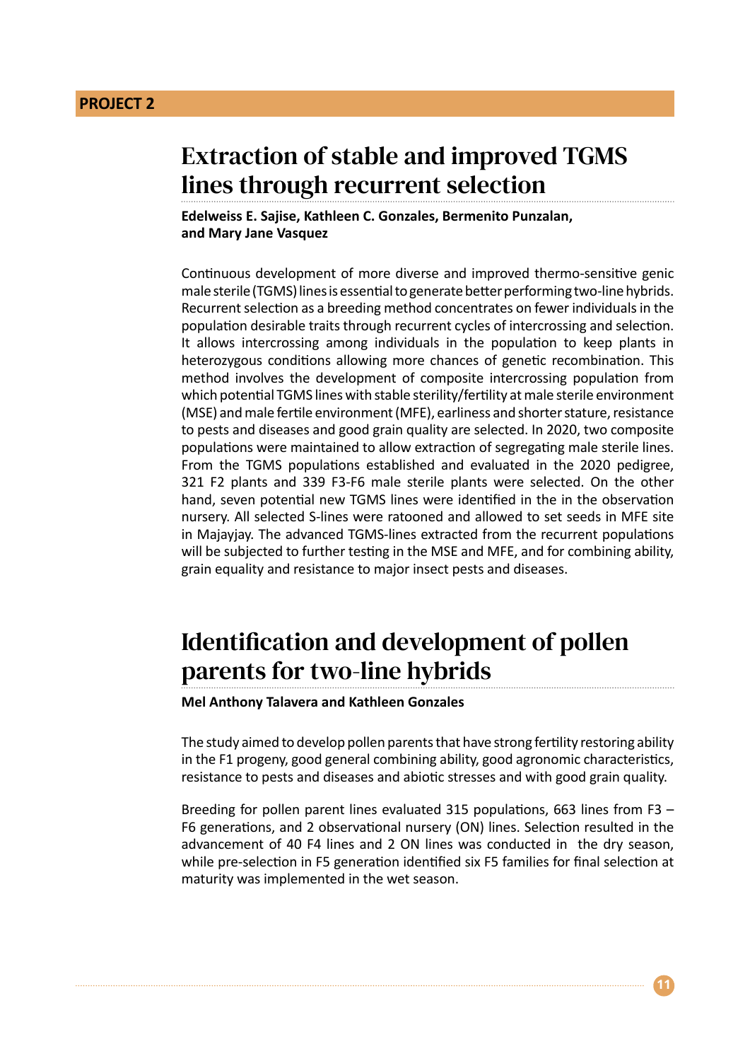**PROJECT 2**

## Extraction of stable and improved TGMS lines through recurrent selection

**Edelweiss E. Sajise, Kathleen C. Gonzales, Bermenito Punzalan, and Mary Jane Vasquez**

Continuous development of more diverse and improved thermo-sensitive genic male sterile (TGMS) lines is essential to generate better performing two-line hybrids. Recurrent selection as a breeding method concentrates on fewer individuals in the population desirable traits through recurrent cycles of intercrossing and selection. It allows intercrossing among individuals in the population to keep plants in heterozygous conditions allowing more chances of genetic recombination. This method involves the development of composite intercrossing population from which potential TGMS lines with stable sterility/fertility at male sterile environment (MSE) and male fertile environment (MFE), earliness and shorter stature, resistance to pests and diseases and good grain quality are selected. In 2020, two composite populations were maintained to allow extraction of segregating male sterile lines. From the TGMS populations established and evaluated in the 2020 pedigree, 321 F2 plants and 339 F3-F6 male sterile plants were selected. On the other hand, seven potential new TGMS lines were identified in the in the observation nursery. All selected S-lines were ratooned and allowed to set seeds in MFE site in Majayjay. The advanced TGMS-lines extracted from the recurrent populations will be subjected to further testing in the MSE and MFE, and for combining ability, grain equality and resistance to major insect pests and diseases.

## Identification and development of pollen parents for two-line hybrids

**Mel Anthony Talavera and Kathleen Gonzales**

The study aimed to develop pollen parents that have strong fertility restoring ability in the F1 progeny, good general combining ability, good agronomic characteristics, resistance to pests and diseases and abiotic stresses and with good grain quality.

Breeding for pollen parent lines evaluated 315 populations, 663 lines from F3 – F6 generations, and 2 observational nursery (ON) lines. Selection resulted in the advancement of 40 F4 lines and 2 ON lines was conducted in the dry season, while pre-selection in F5 generation identified six F5 families for final selection at maturity was implemented in the wet season.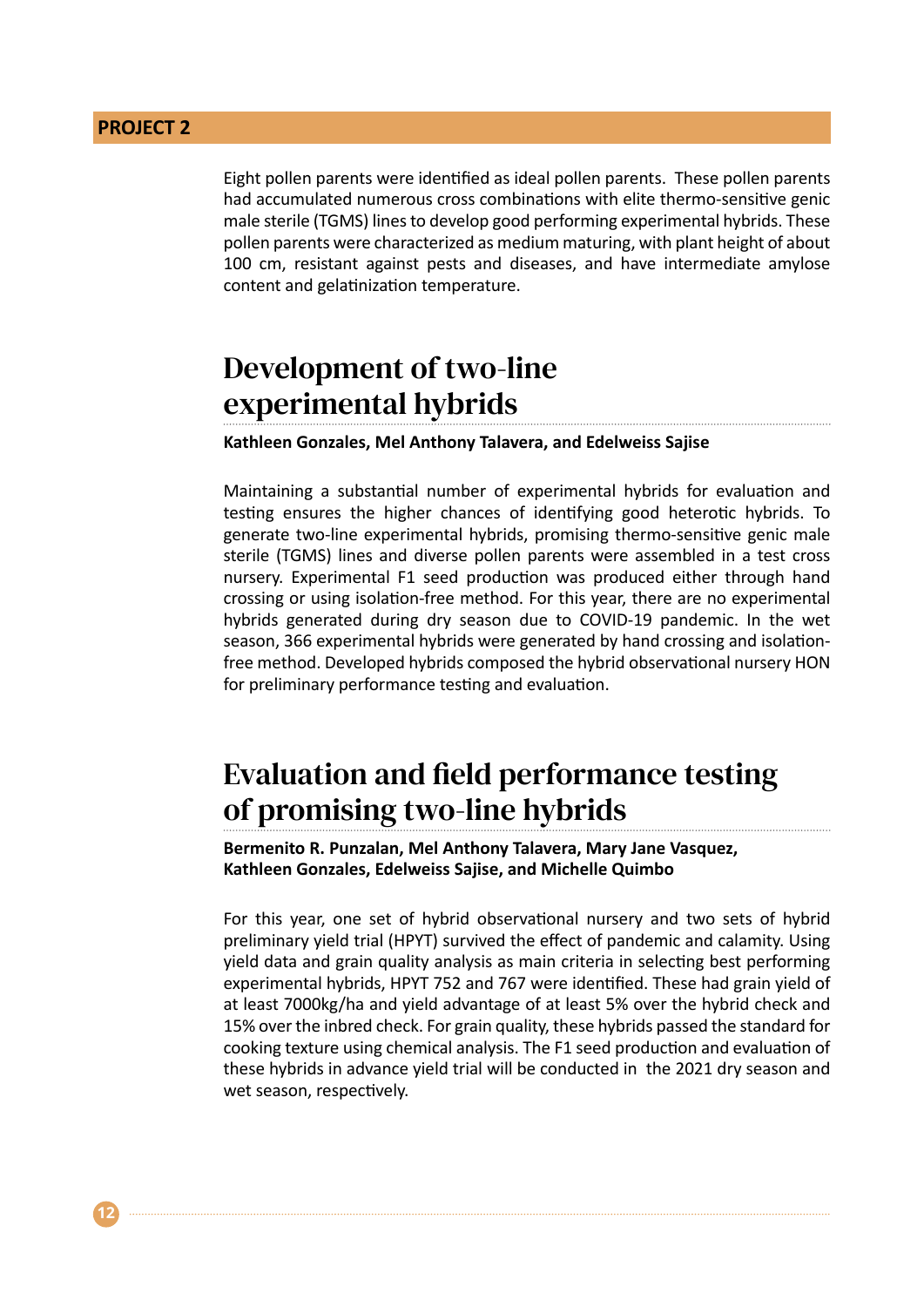Eight pollen parents were identified as ideal pollen parents. These pollen parents had accumulated numerous cross combinations with elite thermo-sensitive genic male sterile (TGMS) lines to develop good performing experimental hybrids. These pollen parents were characterized as medium maturing, with plant height of about 100 cm, resistant against pests and diseases, and have intermediate amylose content and gelatinization temperature.

## Development of two-line experimental hybrids

**Kathleen Gonzales, Mel Anthony Talavera, and Edelweiss Sajise**

Maintaining a substantial number of experimental hybrids for evaluation and testing ensures the higher chances of identifying good heterotic hybrids. To generate two-line experimental hybrids, promising thermo-sensitive genic male sterile (TGMS) lines and diverse pollen parents were assembled in a test cross nursery. Experimental F1 seed production was produced either through hand crossing or using isolation-free method. For this year, there are no experimental hybrids generated during dry season due to COVID-19 pandemic. In the wet season, 366 experimental hybrids were generated by hand crossing and isolation-free method. Developed hybrids composed the hybrid observational nursery HON for preliminary performance testing and evaluation.

## Evaluation and field performance testing of promising two-line hybrids

**Bermenito R. Punzalan, Mel Anthony Talavera, Mary Jane Vasquez, Kathleen Gonzales, Edelweiss Sajise, and Michelle Quimbo**

For this year, one set of hybrid observational nursery and two sets of hybrid preliminary yield trial (HPYT) survived the effect of pandemic and calamity. Using yield data and grain quality analysis as main criteria in selecting best performing experimental hybrids, HPYT 752 and 767 were identified. These had grain yield of at least 7000kg/ha and yield advantage of at least 5% over the hybrid check and 15% over the inbred check. For grain quality, these hybrids passed the standard for cooking texture using chemical analysis. The F1 seed production and evaluation of these hybrids in advance yield trial will be conducted in the 2021 dry season and wet season, respectively.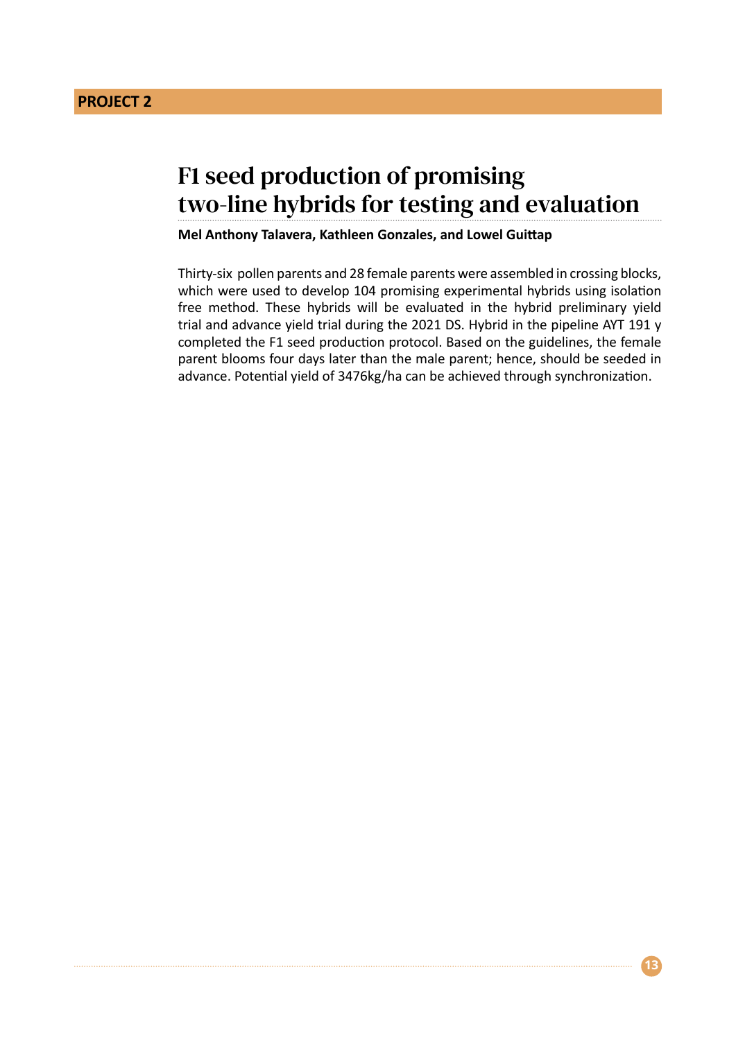**PROJECT 2**

# F1 seed production of promising two-line hybrids for testing and evaluation

**Mel Anthony Talavera, Kathleen Gonzales, and Lowel Guittap**

Thirty-six pollen parents and 28 female parents were assembled in crossing blocks, which were used to develop 104 promising experimental hybrids using isolation free method. These hybrids will be evaluated in the hybrid preliminary yield trial and advance yield trial during the 2021 DS. Hybrid in the pipeline AYT 191 y completed the F1 seed production protocol. Based on the guidelines, the female parent blooms four days later than the male parent; hence, should be seeded in advance. Potential yield of 3476kg/ha can be achieved through synchronization.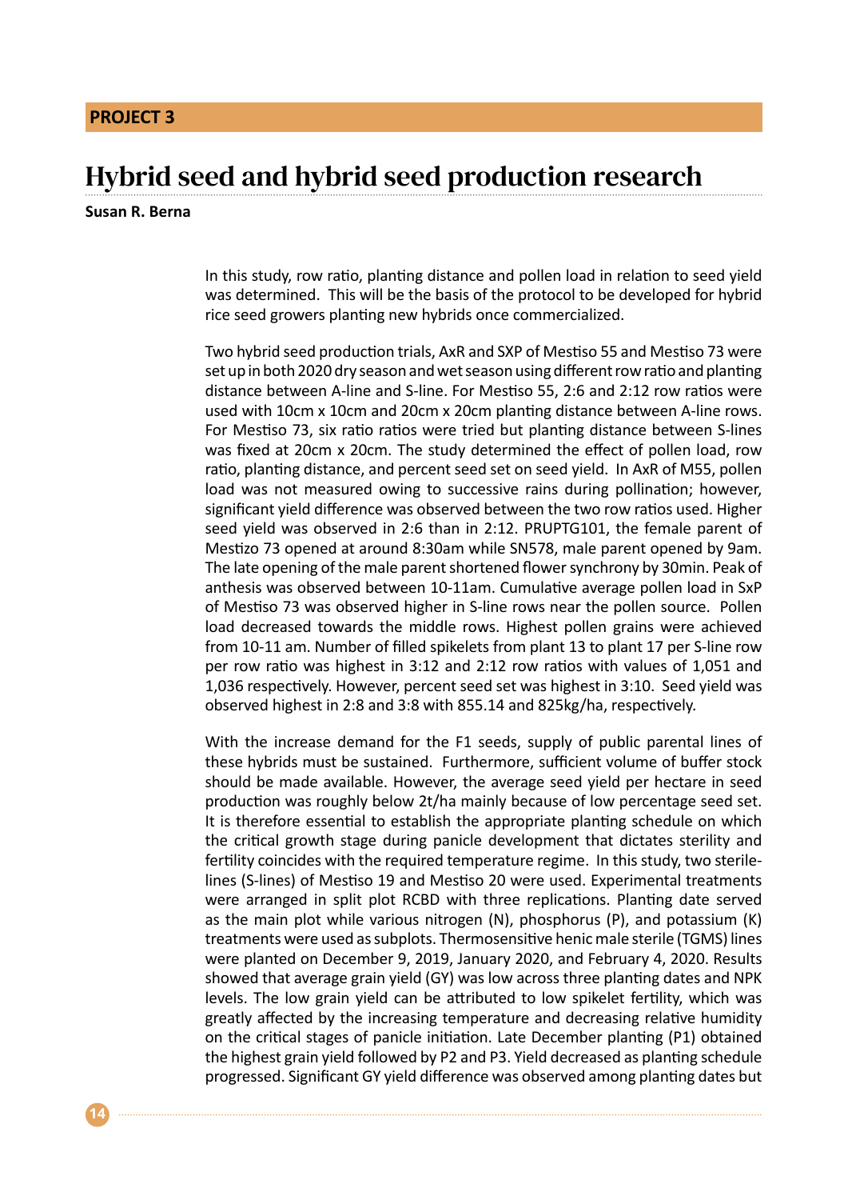**PROJECT 3**

# Hybrid seed and hybrid seed production research

**Susan R. Berna**

In this study, row ratio, planting distance and pollen load in relation to seed yield was determined. This will be the basis of the protocol to be developed for hybrid rice seed growers planting new hybrids once commercialized.

Two hybrid seed production trials, AxR and SXP of Mestiso 55 and Mestiso 73 were set up in both 2020 dry season and wet season using different row ratio and planting distance between A-line and S-line. For Mestiso 55, 2:6 and 2:12 row ratios were used with 10cm x 10cm and 20cm x 20cm planting distance between A-line rows. For Mestiso 73, six ratio ratios were tried but planting distance between S-lines was fixed at 20cm x 20cm. The study determined the effect of pollen load, row ratio, planting distance, and percent seed set on seed yield. In AxR of M55, pollen load was not measured owing to successive rains during pollination; however, significant yield difference was observed between the two row ratios used. Higher seed yield was observed in 2:6 than in 2:12. PRUPTG101, the female parent of Mestizo 73 opened at around 8:30am while SN578, male parent opened by 9am. The late opening of the male parent shortened flower synchrony by 30min. Peak of anthesis was observed between 10-11am. Cumulative average pollen load in SxP of Mestiso 73 was observed higher in S-line rows near the pollen source. Pollen load decreased towards the middle rows. Highest pollen grains were achieved from 10-11 am. Number of filled spikelets from plant 13 to plant 17 per S-line row per row ratio was highest in 3:12 and 2:12 row ratios with values of 1,051 and 1,036 respectively. However, percent seed set was highest in 3:10. Seed yield was observed highest in 2:8 and 3:8 with 855.14 and 825kg/ha, respectively.

With the increase demand for the F1 seeds, supply of public parental lines of these hybrids must be sustained. Furthermore, sufficient volume of buffer stock should be made available. However, the average seed yield per hectare in seed production was roughly below 2t/ha mainly because of low percentage seed set. It is therefore essential to establish the appropriate planting schedule on which the critical growth stage during panicle development that dictates sterility and fertility coincides with the required temperature regime. In this study, two sterile-lines (S-lines) of Mestiso 19 and Mestiso 20 were used. Experimental treatments were arranged in split plot RCBD with three replications. Planting date served as the main plot while various nitrogen (N), phosphorus (P), and potassium (K) treatments were used as subplots. Thermosensitive henic male sterile (TGMS) lines were planted on December 9, 2019, January 2020, and February 4, 2020. Results showed that average grain yield (GY) was low across three planting dates and NPK levels. The low grain yield can be attributed to low spikelet fertility, which was greatly affected by the increasing temperature and decreasing relative humidity on the critical stages of panicle initiation. Late December planting (P1) obtained the highest grain yield followed by P2 and P3. Yield decreased as planting schedule progressed. Significant GY yield difference was observed among planting dates but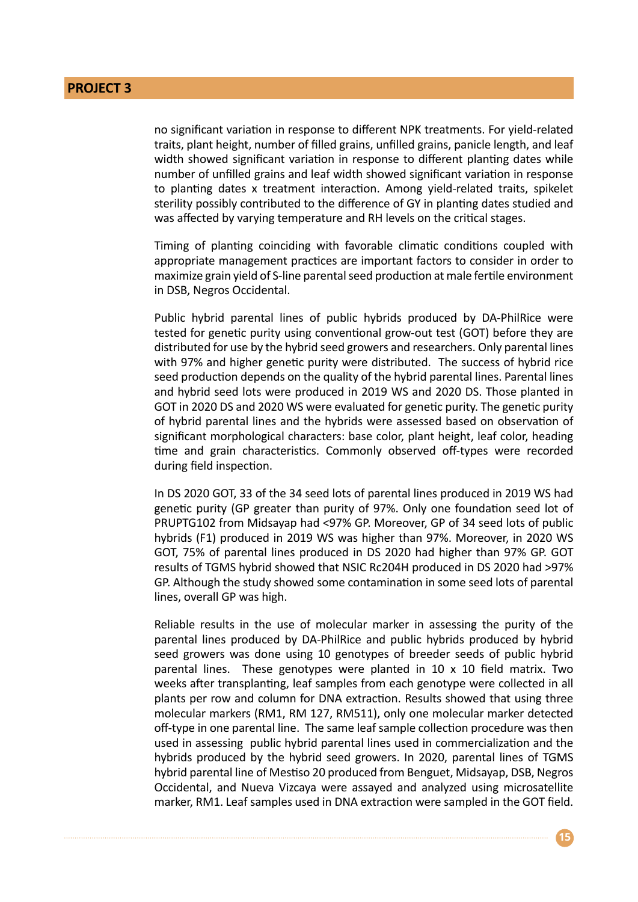no significant variation in response to different NPK treatments. For yield-related traits, plant height, number of filled grains, unfilled grains, panicle length, and leaf width showed significant variation in response to different planting dates while number of unfilled grains and leaf width showed significant variation in response to planting dates x treatment interaction. Among yield-related traits, spikelet sterility possibly contributed to the difference of GY in planting dates studied and was affected by varying temperature and RH levels on the critical stages.

Timing of planting coinciding with favorable climatic conditions coupled with appropriate management practices are important factors to consider in order to maximize grain yield of S-line parental seed production at male fertile environment in DSB, Negros Occidental.

Public hybrid parental lines of public hybrids produced by DA-PhilRice were tested for genetic purity using conventional grow-out test (GOT) before they are distributed for use by the hybrid seed growers and researchers. Only parental lines with 97% and higher genetic purity were distributed. The success of hybrid rice seed production depends on the quality of the hybrid parental lines. Parental lines and hybrid seed lots were produced in 2019 WS and 2020 DS. Those planted in GOT in 2020 DS and 2020 WS were evaluated for genetic purity. The genetic purity of hybrid parental lines and the hybrids were assessed based on observation of significant morphological characters: base color, plant height, leaf color, heading time and grain characteristics. Commonly observed off-types were recorded during field inspection.

In DS 2020 GOT, 33 of the 34 seed lots of parental lines produced in 2019 WS had genetic purity (GP greater than purity of 97%. Only one foundation seed lot of PRUPTG102 from Midsayap had <97% GP. Moreover, GP of 34 seed lots of public hybrids (F1) produced in 2019 WS was higher than 97%. Moreover, in 2020 WS GOT, 75% of parental lines produced in DS 2020 had higher than 97% GP. GOT results of TGMS hybrid showed that NSIC Rc204H produced in DS 2020 had >97% GP. Although the study showed some contamination in some seed lots of parental lines, overall GP was high.

Reliable results in the use of molecular marker in assessing the purity of the parental lines produced by DA-PhilRice and public hybrids produced by hybrid seed growers was done using 10 genotypes of breeder seeds of public hybrid parental lines. These genotypes were planted in 10 x 10 field matrix. Two weeks after transplanting, leaf samples from each genotype were collected in all plants per row and column for DNA extraction. Results showed that using three molecular markers (RM1, RM 127, RM511), only one molecular marker detected off-type in one parental line. The same leaf sample collection procedure was then used in assessing public hybrid parental lines used in commercialization and the hybrids produced by the hybrid seed growers. In 2020, parental lines of TGMS hybrid parental line of Mestiso 20 produced from Benguet, Midsayap, DSB, Negros Occidental, and Nueva Vizcaya were assayed and analyzed using microsatellite marker, RM1. Leaf samples used in DNA extraction were sampled in the GOT field.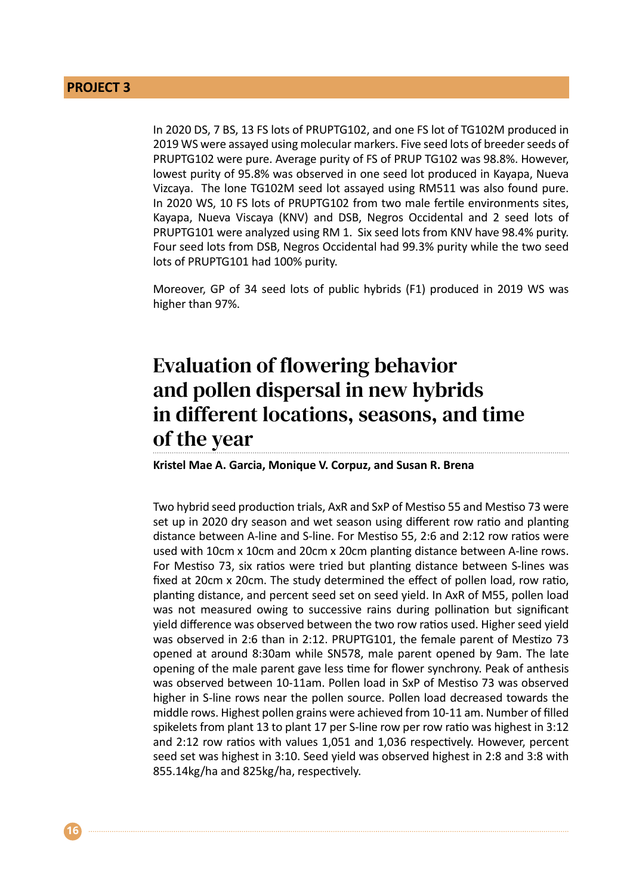In 2020 DS, 7 BS, 13 FS lots of PRUPTG102, and one FS lot of TG102M produced in 2019 WS were assayed using molecular markers. Five seed lots of breeder seeds of PRUPTG102 were pure. Average purity of FS of PRUP TG102 was 98.8%. However, lowest purity of 95.8% was observed in one seed lot produced in Kayapa, Nueva Vizcaya. The lone TG102M seed lot assayed using RM511 was also found pure. In 2020 WS, 10 FS lots of PRUPTG102 from two male fertile environments sites, Kayapa, Nueva Viscaya (KNV) and DSB, Negros Occidental and 2 seed lots of PRUPTG101 were analyzed using RM 1. Six seed lots from KNV have 98.4% purity. Four seed lots from DSB, Negros Occidental had 99.3% purity while the two seed lots of PRUPTG101 had 100% purity.

Moreover, GP of 34 seed lots of public hybrids (F1) produced in 2019 WS was higher than 97%.

## Evaluation of flowering behavior and pollen dispersal in new hybrids in different locations, seasons, and time of the year

**Kristel Mae A. Garcia, Monique V. Corpuz, and Susan R. Brena**

Two hybrid seed production trials, AxR and SxP of Mestiso 55 and Mestiso 73 were set up in 2020 dry season and wet season using different row ratio and planting distance between A-line and S-line. For Mestiso 55, 2:6 and 2:12 row ratios were used with 10cm x 10cm and 20cm x 20cm planting distance between A-line rows. For Mestiso 73, six ratios were tried but planting distance between S-lines was fixed at 20cm x 20cm. The study determined the effect of pollen load, row ratio, planting distance, and percent seed set on seed yield. In AxR of M55, pollen load was not measured owing to successive rains during pollination but significant yield difference was observed between the two row ratios used. Higher seed yield was observed in 2:6 than in 2:12. PRUPTG101, the female parent of Mestizo 73 opened at around 8:30am while SN578, male parent opened by 9am. The late opening of the male parent gave less time for flower synchrony. Peak of anthesis was observed between 10-11am. Pollen load in SxP of Mestiso 73 was observed higher in S-line rows near the pollen source. Pollen load decreased towards the middle rows. Highest pollen grains were achieved from 10-11 am. Number of filled spikelets from plant 13 to plant 17 per S-line row per row ratio was highest in 3:12 and 2:12 row ratios with values 1,051 and 1,036 respectively. However, percent seed set was highest in 3:10. Seed yield was observed highest in 2:8 and 3:8 with 855.14kg/ha and 825kg/ha, respectively.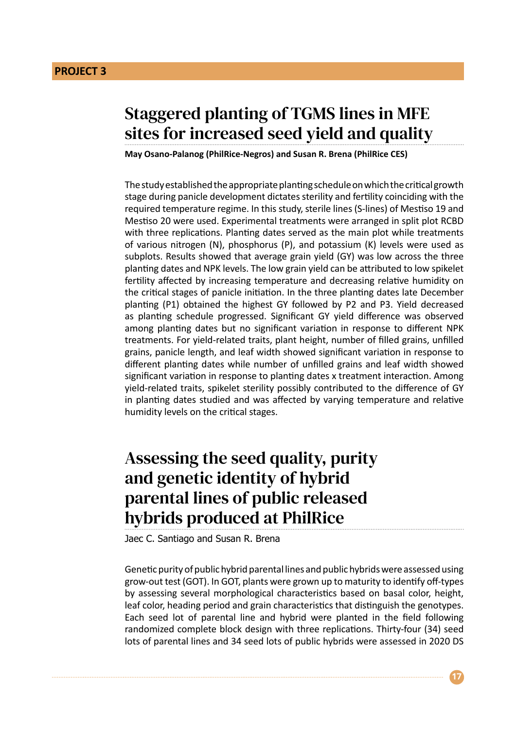**PROJECT 3**

## Staggered planting of TGMS lines in MFE sites for increased seed yield and quality

**May Osano-Palanog (PhilRice-Negros) and Susan R. Brena (PhilRice CES)**

The study established the appropriate planting schedule on which the critical growth stage during panicle development dictates sterility and fertility coinciding with the required temperature regime. In this study, sterile lines (S-lines) of Mestiso 19 and Mestiso 20 were used. Experimental treatments were arranged in split plot RCBD with three replications. Planting dates served as the main plot while treatments of various nitrogen (N), phosphorus (P), and potassium (K) levels were used as subplots. Results showed that average grain yield (GY) was low across the three planting dates and NPK levels. The low grain yield can be attributed to low spikelet fertility affected by increasing temperature and decreasing relative humidity on the critical stages of panicle initiation. In the three planting dates late December planting (P1) obtained the highest GY followed by P2 and P3. Yield decreased as planting schedule progressed. Significant GY yield difference was observed among planting dates but no significant variation in response to different NPK treatments. For yield-related traits, plant height, number of filled grains, unfilled grains, panicle length, and leaf width showed significant variation in response to different planting dates while number of unfilled grains and leaf width showed significant variation in response to planting dates x treatment interaction. Among yield-related traits, spikelet sterility possibly contributed to the difference of GY in planting dates studied and was affected by varying temperature and relative humidity levels on the critical stages.

## Assessing the seed quality, purity and genetic identity of hybrid parental lines of public released hybrids produced at PhilRice

Jaec C. Santiago and Susan R. Brena

Genetic purity of public hybrid parental lines and public hybrids were assessed using grow-out test (GOT). In GOT, plants were grown up to maturity to identify off-types by assessing several morphological characteristics based on basal color, height, leaf color, heading period and grain characteristics that distinguish the genotypes. Each seed lot of parental line and hybrid were planted in the field following randomized complete block design with three replications. Thirty-four (34) seed lots of parental lines and 34 seed lots of public hybrids were assessed in 2020 DS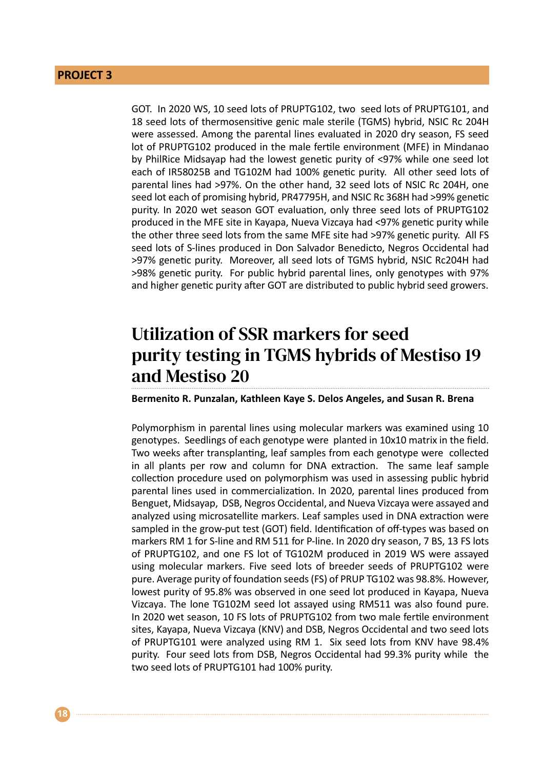GOT. In 2020 WS, 10 seed lots of PRUPTG102, two seed lots of PRUPTG101, and 18 seed lots of thermosensitive genic male sterile (TGMS) hybrid, NSIC Rc 204H were assessed. Among the parental lines evaluated in 2020 dry season, FS seed lot of PRUPTG102 produced in the male fertile environment (MFE) in Mindanao by PhilRice Midsayap had the lowest genetic purity of <97% while one seed lot each of IR58025B and TG102M had 100% genetic purity. All other seed lots of parental lines had >97%. On the other hand, 32 seed lots of NSIC Rc 204H, one seed lot each of promising hybrid, PR47795H, and NSIC Rc 368H had >99% genetic purity. In 2020 wet season GOT evaluation, only three seed lots of PRUPTG102 produced in the MFE site in Kayapa, Nueva Vizcaya had <97% genetic purity while the other three seed lots from the same MFE site had >97% genetic purity. All FS seed lots of S-lines produced in Don Salvador Benedicto, Negros Occidental had >97% genetic purity. Moreover, all seed lots of TGMS hybrid, NSIC Rc204H had >98% genetic purity. For public hybrid parental lines, only genotypes with 97% and higher genetic purity after GOT are distributed to public hybrid seed growers.

## Utilization of SSR markers for seed purity testing in TGMS hybrids of Mestiso 19 and Mestiso 20

**Bermenito R. Punzalan, Kathleen Kaye S. Delos Angeles, and Susan R. Brena**

Polymorphism in parental lines using molecular markers was examined using 10 genotypes. Seedlings of each genotype were planted in 10x10 matrix in the field. Two weeks after transplanting, leaf samples from each genotype were collected in all plants per row and column for DNA extraction. The same leaf sample collection procedure used on polymorphism was used in assessing public hybrid parental lines used in commercialization. In 2020, parental lines produced from Benguet, Midsayap, DSB, Negros Occidental, and Nueva Vizcaya were assayed and analyzed using microsatellite markers. Leaf samples used in DNA extraction were sampled in the grow-put test (GOT) field. Identification of off-types was based on markers RM 1 for S-line and RM 511 for P-line. In 2020 dry season, 7 BS, 13 FS lots of PRUPTG102, and one FS lot of TG102M produced in 2019 WS were assayed using molecular markers. Five seed lots of breeder seeds of PRUPTG102 were pure. Average purity of foundation seeds (FS) of PRUP TG102 was 98.8%. However, lowest purity of 95.8% was observed in one seed lot produced in Kayapa, Nueva Vizcaya. The lone TG102M seed lot assayed using RM511 was also found pure. In 2020 wet season, 10 FS lots of PRUPTG102 from two male fertile environment sites, Kayapa, Nueva Vizcaya (KNV) and DSB, Negros Occidental and two seed lots of PRUPTG101 were analyzed using RM 1. Six seed lots from KNV have 98.4% purity. Four seed lots from DSB, Negros Occidental had 99.3% purity while the two seed lots of PRUPTG101 had 100% purity.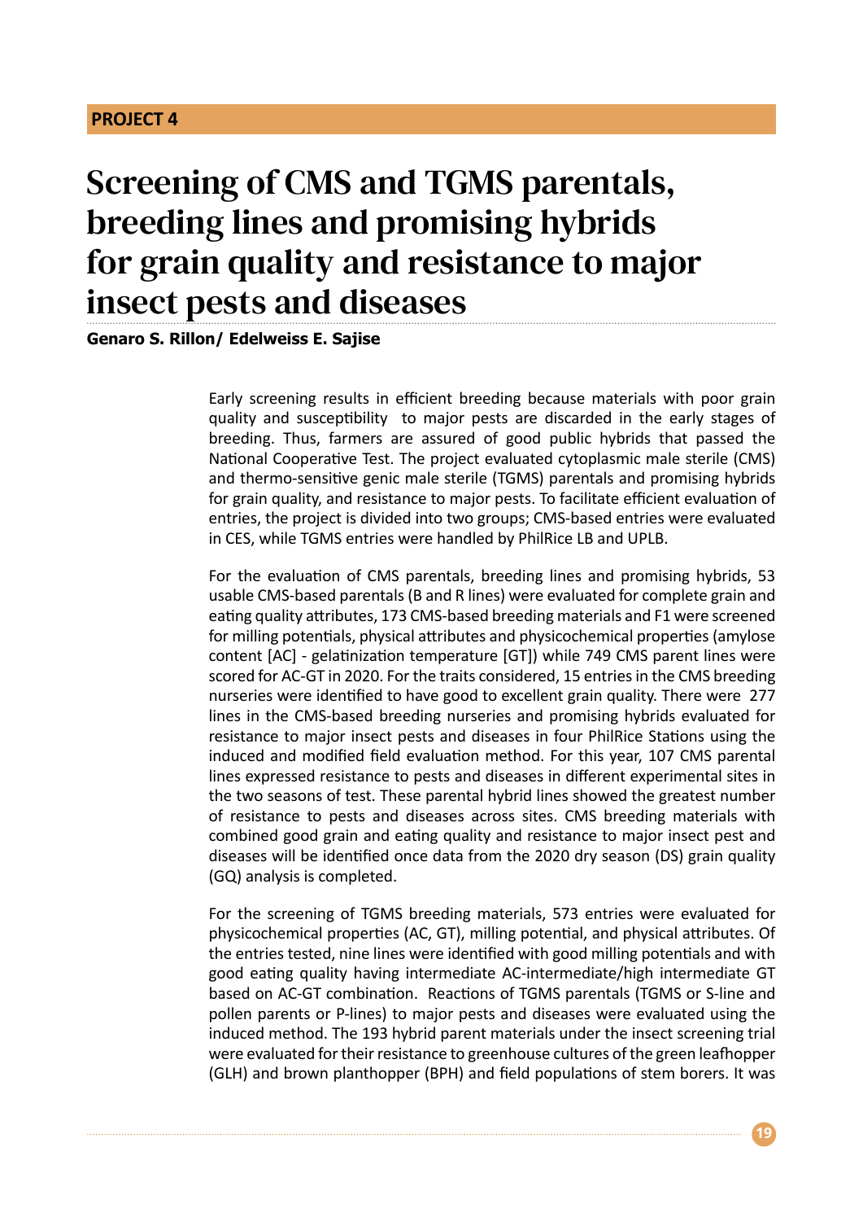**PROJECT 4**

# Screening of CMS and TGMS parentals, breeding lines and promising hybrids for grain quality and resistance to major insect pests and diseases

**Genaro S. Rillon/ Edelweiss E. Sajise**

Early screening results in efficient breeding because materials with poor grain quality and susceptibility to major pests are discarded in the early stages of breeding. Thus, farmers are assured of good public hybrids that passed the National Cooperative Test. The project evaluated cytoplasmic male sterile (CMS) and thermo-sensitive genic male sterile (TGMS) parentals and promising hybrids for grain quality, and resistance to major pests. To facilitate efficient evaluation of entries, the project is divided into two groups; CMS-based entries were evaluated in CES, while TGMS entries were handled by PhilRice LB and UPLB.

For the evaluation of CMS parentals, breeding lines and promising hybrids, 53 usable CMS-based parentals (B and R lines) were evaluated for complete grain and eating quality attributes, 173 CMS-based breeding materials and F1 were screened for milling potentials, physical attributes and physicochemical properties (amylose content [AC] - gelatinization temperature [GT]) while 749 CMS parent lines were scored for AC-GT in 2020. For the traits considered, 15 entries in the CMS breeding nurseries were identified to have good to excellent grain quality. There were 277 lines in the CMS-based breeding nurseries and promising hybrids evaluated for resistance to major insect pests and diseases in four PhilRice Stations using the induced and modified field evaluation method. For this year, 107 CMS parental lines expressed resistance to pests and diseases in different experimental sites in the two seasons of test. These parental hybrid lines showed the greatest number of resistance to pests and diseases across sites. CMS breeding materials with combined good grain and eating quality and resistance to major insect pest and diseases will be identified once data from the 2020 dry season (DS) grain quality (GQ) analysis is completed.

For the screening of TGMS breeding materials, 573 entries were evaluated for physicochemical properties (AC, GT), milling potential, and physical attributes. Of the entries tested, nine lines were identified with good milling potentials and with good eating quality having intermediate AC-intermediate/high intermediate GT based on AC-GT combination. Reactions of TGMS parentals (TGMS or S-line and pollen parents or P-lines) to major pests and diseases were evaluated using the induced method. The 193 hybrid parent materials under the insect screening trial were evaluated for their resistance to greenhouse cultures of the green leafhopper (GLH) and brown planthopper (BPH) and field populations of stem borers. It was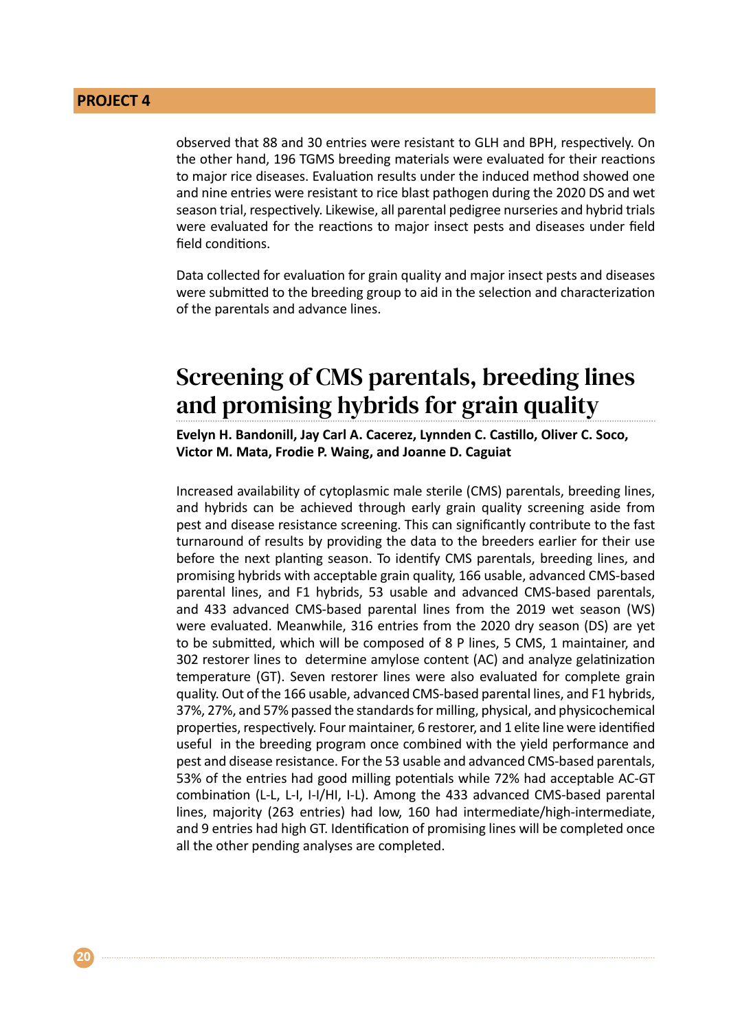observed that 88 and 30 entries were resistant to GLH and BPH, respectively. On the other hand, 196 TGMS breeding materials were evaluated for their reactions to major rice diseases. Evaluation results under the induced method showed one and nine entries were resistant to rice blast pathogen during the 2020 DS and wet season trial, respectively. Likewise, all parental pedigree nurseries and hybrid trials were evaluated for the reactions to major insect pests and diseases under field field conditions.

Data collected for evaluation for grain quality and major insect pests and diseases were submitted to the breeding group to aid in the selection and characterization of the parentals and advance lines.

## Screening of CMS parentals, breeding lines and promising hybrids for grain quality

**Evelyn H. Bandonill, Jay Carl A. Cacerez, Lynnden C. Castillo, Oliver C. Soco, Victor M. Mata, Frodie P. Waing, and Joanne D. Caguiat**

Increased availability of cytoplasmic male sterile (CMS) parentals, breeding lines, and hybrids can be achieved through early grain quality screening aside from pest and disease resistance screening. This can significantly contribute to the fast turnaround of results by providing the data to the breeders earlier for their use before the next planting season. To identify CMS parentals, breeding lines, and promising hybrids with acceptable grain quality, 166 usable, advanced CMS-based parental lines, and F1 hybrids, 53 usable and advanced CMS-based parentals, and 433 advanced CMS-based parental lines from the 2019 wet season (WS) were evaluated. Meanwhile, 316 entries from the 2020 dry season (DS) are yet to be submitted, which will be composed of 8 P lines, 5 CMS, 1 maintainer, and 302 restorer lines to determine amylose content (AC) and analyze gelatinization temperature (GT). Seven restorer lines were also evaluated for complete grain quality. Out of the 166 usable, advanced CMS-based parental lines, and F1 hybrids, 37%, 27%, and 57% passed the standards for milling, physical, and physicochemical properties, respectively. Four maintainer, 6 restorer, and 1 elite line were identified useful in the breeding program once combined with the yield performance and pest and disease resistance. For the 53 usable and advanced CMS-based parentals, 53% of the entries had good milling potentials while 72% had acceptable AC-GT combination (L-L, L-I, I-I/HI, I-L). Among the 433 advanced CMS-based parental lines, majority (263 entries) had low, 160 had intermediate/high-intermediate, and 9 entries had high GT. Identification of promising lines will be completed once all the other pending analyses are completed.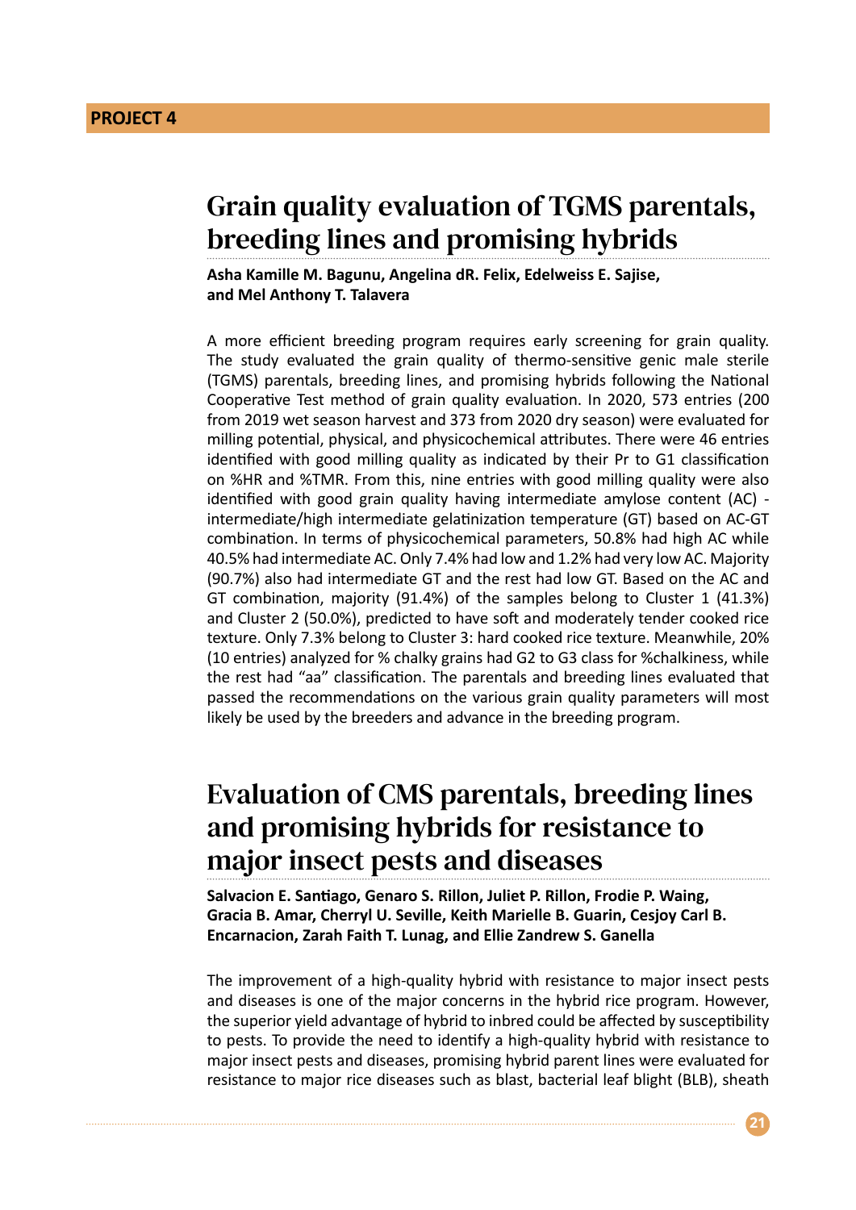**PROJECT 4**

## Grain quality evaluation of TGMS parentals, breeding lines and promising hybrids

**Asha Kamille M. Bagunu, Angelina dR. Felix, Edelweiss E. Sajise, and Mel Anthony T. Talavera**

A more efficient breeding program requires early screening for grain quality. The study evaluated the grain quality of thermo-sensitive genic male sterile (TGMS) parentals, breeding lines, and promising hybrids following the National Cooperative Test method of grain quality evaluation. In 2020, 573 entries (200 from 2019 wet season harvest and 373 from 2020 dry season) were evaluated for milling potential, physical, and physicochemical attributes. There were 46 entries identified with good milling quality as indicated by their Pr to G1 classification on %HR and %TMR. From this, nine entries with good milling quality were also identified with good grain quality having intermediate amylose content (AC) - intermediate/high intermediate gelatinization temperature (GT) based on AC-GT combination. In terms of physicochemical parameters, 50.8% had high AC while 40.5% had intermediate AC. Only 7.4% had low and 1.2% had very low AC. Majority (90.7%) also had intermediate GT and the rest had low GT. Based on the AC and GT combination, majority (91.4%) of the samples belong to Cluster 1 (41.3%) and Cluster 2 (50.0%), predicted to have soft and moderately tender cooked rice texture. Only 7.3% belong to Cluster 3: hard cooked rice texture. Meanwhile, 20% (10 entries) analyzed for % chalky grains had G2 to G3 class for %chalkiness, while the rest had "aa" classification. The parentals and breeding lines evaluated that passed the recommendations on the various grain quality parameters will most likely be used by the breeders and advance in the breeding program.

## Evaluation of CMS parentals, breeding lines and promising hybrids for resistance to major insect pests and diseases

**Salvacion E. Santiago, Genaro S. Rillon, Juliet P. Rillon, Frodie P. Waing, Gracia B. Amar, Cherryl U. Seville, Keith Marielle B. Guarin, Cesjoy Carl B. Encarnacion, Zarah Faith T. Lunag, and Ellie Zandrew S. Ganella**

The improvement of a high-quality hybrid with resistance to major insect pests and diseases is one of the major concerns in the hybrid rice program. However, the superior yield advantage of hybrid to inbred could be affected by susceptibility to pests. To provide the need to identify a high-quality hybrid with resistance to major insect pests and diseases, promising hybrid parent lines were evaluated for resistance to major rice diseases such as blast, bacterial leaf blight (BLB), sheath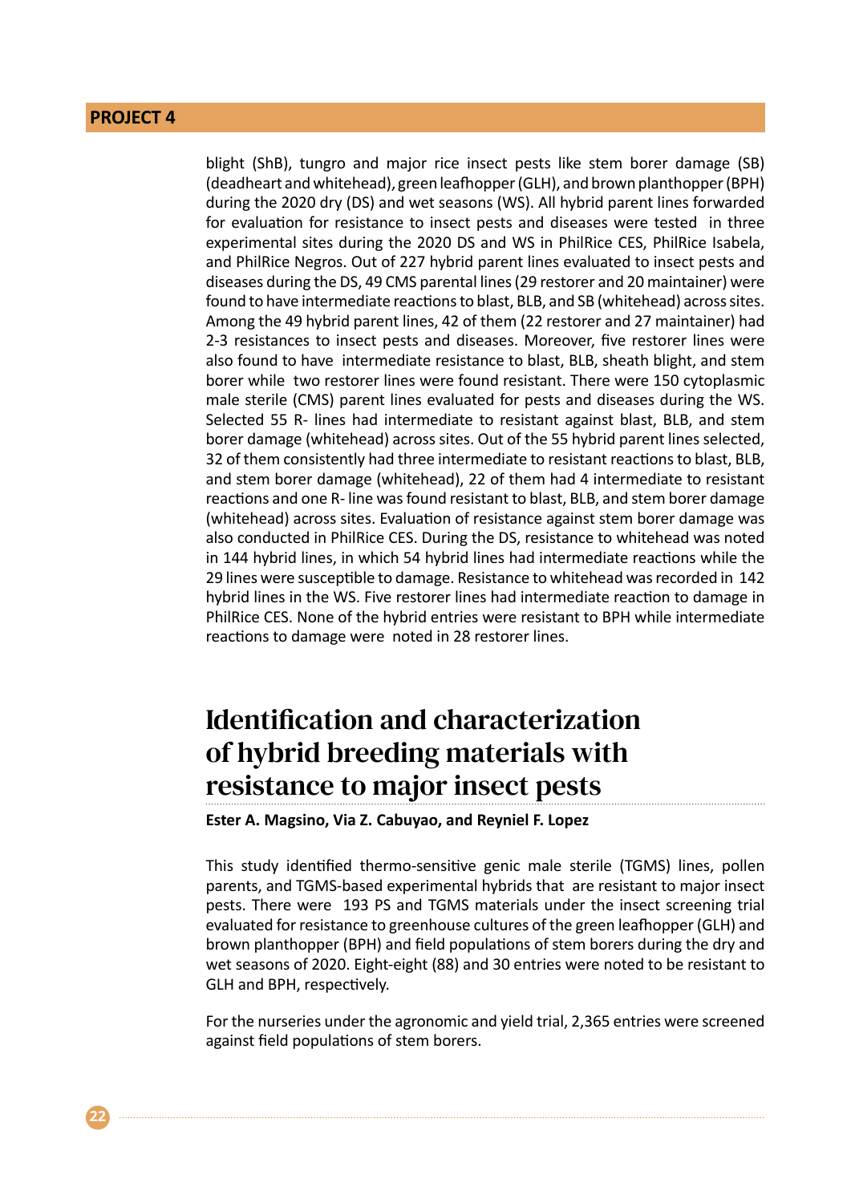blight (ShB), tungro and major rice insect pests like stem borer damage (SB) (deadheart and whitehead), green leafhopper (GLH), and brown planthopper (BPH) during the 2020 dry (DS) and wet seasons (WS). All hybrid parent lines forwarded for evaluation for resistance to insect pests and diseases were tested in three experimental sites during the 2020 DS and WS in PhilRice CES, PhilRice Isabela, and PhilRice Negros. Out of 227 hybrid parent lines evaluated to insect pests and diseases during the DS, 49 CMS parental lines (29 restorer and 20 maintainer) were found to have intermediate reactions to blast, BLB, and SB (whitehead) across sites. Among the 49 hybrid parent lines, 42 of them (22 restorer and 27 maintainer) had 2-3 resistances to insect pests and diseases. Moreover, five restorer lines were also found to have intermediate resistance to blast, BLB, sheath blight, and stem borer while two restorer lines were found resistant. There were 150 cytoplasmic male sterile (CMS) parent lines evaluated for pests and diseases during the WS. Selected 55 R- lines had intermediate to resistant against blast, BLB, and stem borer damage (whitehead) across sites. Out of the 55 hybrid parent lines selected, 32 of them consistently had three intermediate to resistant reactions to blast, BLB, and stem borer damage (whitehead), 22 of them had 4 intermediate to resistant reactions and one R- line was found resistant to blast, BLB, and stem borer damage (whitehead) across sites. Evaluation of resistance against stem borer damage was also conducted in PhilRice CES. During the DS, resistance to whitehead was noted in 144 hybrid lines, in which 54 hybrid lines had intermediate reactions while the 29 lines were susceptible to damage. Resistance to whitehead was recorded in 142 hybrid lines in the WS. Five restorer lines had intermediate reaction to damage in PhilRice CES. None of the hybrid entries were resistant to BPH while intermediate reactions to damage were noted in 28 restorer lines.

## Identification and characterization of hybrid breeding materials with resistance to major insect pests

**Ester A. Magsino, Via Z. Cabuyao, and Reyniel F. Lopez**

This study identified thermo-sensitive genic male sterile (TGMS) lines, pollen parents, and TGMS-based experimental hybrids that are resistant to major insect pests. There were 193 PS and TGMS materials under the insect screening trial evaluated for resistance to greenhouse cultures of the green leafhopper (GLH) and brown planthopper (BPH) and field populations of stem borers during the dry and wet seasons of 2020. Eight-eight (88) and 30 entries were noted to be resistant to GLH and BPH, respectively.

For the nurseries under the agronomic and yield trial, 2,365 entries were screened against field populations of stem borers.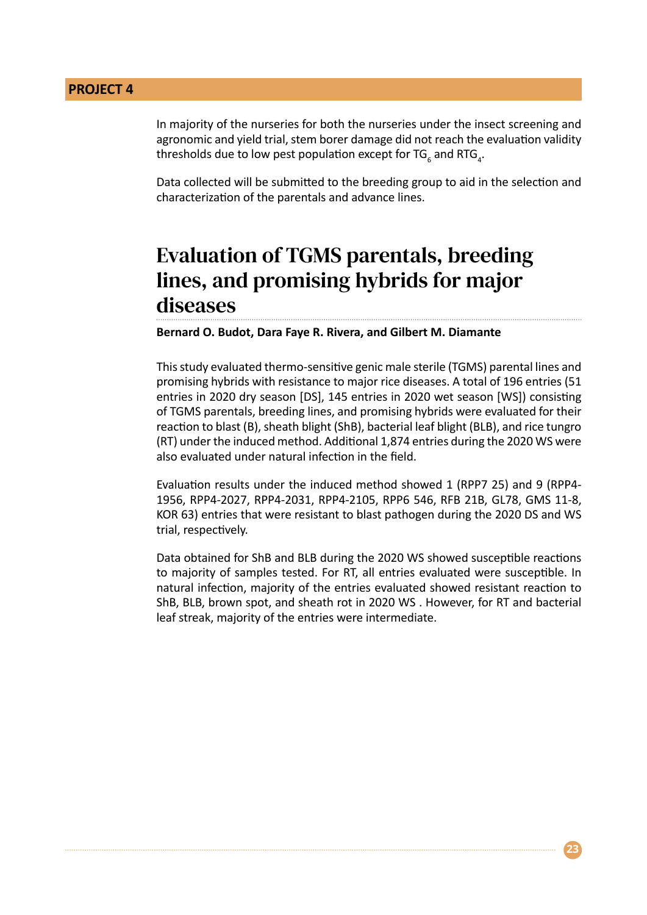In majority of the nurseries for both the nurseries under the insect screening and agronomic and yield trial, stem borer damage did not reach the evaluation validity thresholds due to low pest population except for $TG_6$ and $RTG_4$.

Data collected will be submitted to the breeding group to aid in the selection and characterization of the parentals and advance lines.

## Evaluation of TGMS parentals, breeding lines, and promising hybrids for major diseases

**Bernard O. Budot, Dara Faye R. Rivera, and Gilbert M. Diamante**

This study evaluated thermo-sensitive genic male sterile (TGMS) parental lines and promising hybrids with resistance to major rice diseases. A total of 196 entries (51 entries in 2020 dry season [DS], 145 entries in 2020 wet season [WS]) consisting of TGMS parentals, breeding lines, and promising hybrids were evaluated for their reaction to blast (B), sheath blight (ShB), bacterial leaf blight (BLB), and rice tungro (RT) under the induced method. Additional 1,874 entries during the 2020 WS were also evaluated under natural infection in the field.

Evaluation results under the induced method showed 1 (RPP7 25) and 9 (RPP4-1956, RPP4-2027, RPP4-2031, RPP4-2105, RPP6 546, RFB 21B, GL78, GMS 11-8, KOR 63) entries that were resistant to blast pathogen during the 2020 DS and WS trial, respectively.

Data obtained for ShB and BLB during the 2020 WS showed susceptible reactions to majority of samples tested. For RT, all entries evaluated were susceptible. In natural infection, majority of the entries evaluated showed resistant reaction to ShB, BLB, brown spot, and sheath rot in 2020 WS . However, for RT and bacterial leaf streak, majority of the entries were intermediate.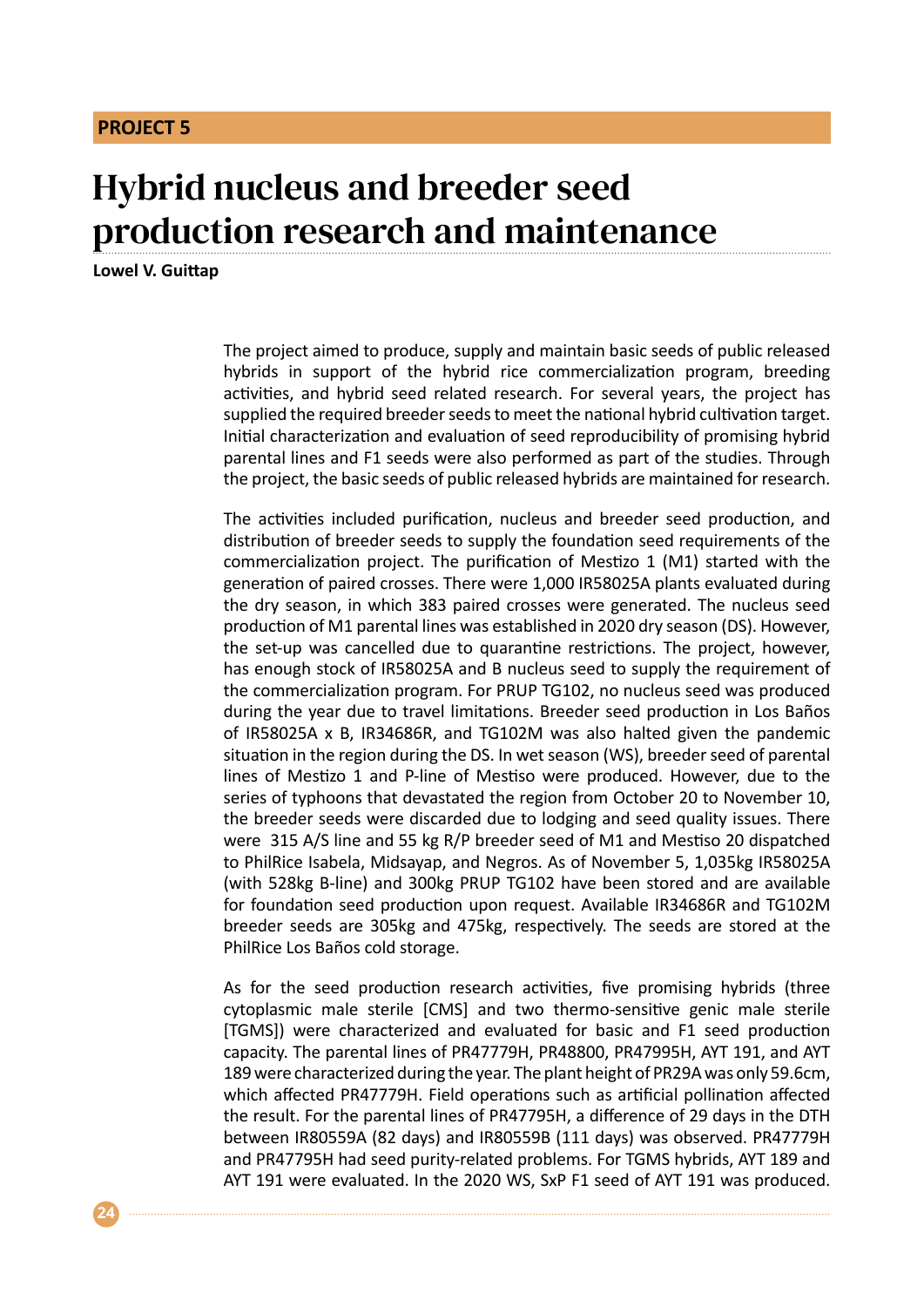**PROJECT 5**

# Hybrid nucleus and breeder seed production research and maintenance

**Lowel V. Guittap**

The project aimed to produce, supply and maintain basic seeds of public released hybrids in support of the hybrid rice commercialization program, breeding activities, and hybrid seed related research. For several years, the project has supplied the required breeder seeds to meet the national hybrid cultivation target. Initial characterization and evaluation of seed reproducibility of promising hybrid parental lines and F1 seeds were also performed as part of the studies. Through the project, the basic seeds of public released hybrids are maintained for research.

The activities included purification, nucleus and breeder seed production, and distribution of breeder seeds to supply the foundation seed requirements of the commercialization project. The purification of Mestizo 1 (M1) started with the generation of paired crosses. There were 1,000 IR58025A plants evaluated during the dry season, in which 383 paired crosses were generated. The nucleus seed production of M1 parental lines was established in 2020 dry season (DS). However, the set-up was cancelled due to quarantine restrictions. The project, however, has enough stock of IR58025A and B nucleus seed to supply the requirement of the commercialization program. For PRUP TG102, no nucleus seed was produced during the year due to travel limitations. Breeder seed production in Los Baños of IR58025A x B, IR34686R, and TG102M was also halted given the pandemic situation in the region during the DS. In wet season (WS), breeder seed of parental lines of Mestizo 1 and P-line of Mestiso were produced. However, due to the series of typhoons that devastated the region from October 20 to November 10, the breeder seeds were discarded due to lodging and seed quality issues. There were 315 A/S line and 55 kg R/P breeder seed of M1 and Mestiso 20 dispatched to PhilRice Isabela, Midsayap, and Negros. As of November 5, 1,035kg IR58025A (with 528kg B-line) and 300kg PRUP TG102 have been stored and are available for foundation seed production upon request. Available IR34686R and TG102M breeder seeds are 305kg and 475kg, respectively. The seeds are stored at the PhilRice Los Baños cold storage.

As for the seed production research activities, five promising hybrids (three cytoplasmic male sterile [CMS] and two thermo-sensitive genic male sterile [TGMS]) were characterized and evaluated for basic and F1 seed production capacity. The parental lines of PR47779H, PR48800, PR47995H, AYT 191, and AYT 189 were characterized during the year. The plant height of PR29A was only 59.6cm, which affected PR47779H. Field operations such as artificial pollination affected the result. For the parental lines of PR47795H, a difference of 29 days in the DTH between IR80559A (82 days) and IR80559B (111 days) was observed. PR47779H and PR47795H had seed purity-related problems. For TGMS hybrids, AYT 189 and AYT 191 were evaluated. In the 2020 WS, SxP F1 seed of AYT 191 was produced.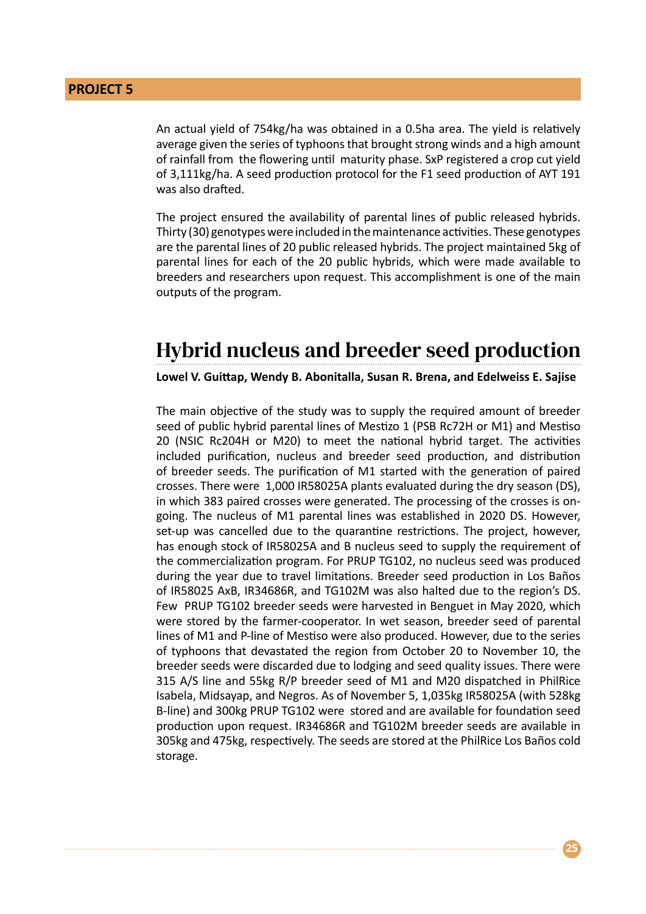An actual yield of 754kg/ha was obtained in a 0.5ha area. The yield is relatively average given the series of typhoons that brought strong winds and a high amount of rainfall from the flowering until maturity phase. SxP registered a crop cut yield of 3,111kg/ha. A seed production protocol for the F1 seed production of AYT 191 was also drafted.

The project ensured the availability of parental lines of public released hybrids. Thirty (30) genotypes were included in the maintenance activities. These genotypes are the parental lines of 20 public released hybrids. The project maintained 5kg of parental lines for each of the 20 public hybrids, which were made available to breeders and researchers upon request. This accomplishment is one of the main outputs of the program.

## Hybrid nucleus and breeder seed production

**Lowel V. Guittap, Wendy B. Abonitalla, Susan R. Brena, and Edelweiss E. Sajise**

The main objective of the study was to supply the required amount of breeder seed of public hybrid parental lines of Mestizo 1 (PSB Rc72H or M1) and Mestiso 20 (NSIC Rc204H or M20) to meet the national hybrid target. The activities included purification, nucleus and breeder seed production, and distribution of breeder seeds. The purification of M1 started with the generation of paired crosses. There were 1,000 IR58025A plants evaluated during the dry season (DS), in which 383 paired crosses were generated. The processing of the crosses is on-going. The nucleus of M1 parental lines was established in 2020 DS. However, set-up was cancelled due to the quarantine restrictions. The project, however, has enough stock of IR58025A and B nucleus seed to supply the requirement of the commercialization program. For PRUP TG102, no nucleus seed was produced during the year due to travel limitations. Breeder seed production in Los Baños of IR58025 AxB, IR34686R, and TG102M was also halted due to the region's DS. Few PRUP TG102 breeder seeds were harvested in Benguet in May 2020, which were stored by the farmer-cooperator. In wet season, breeder seed of parental lines of M1 and P-line of Mestiso were also produced. However, due to the series of typhoons that devastated the region from October 20 to November 10, the breeder seeds were discarded due to lodging and seed quality issues. There were 315 A/S line and 55kg R/P breeder seed of M1 and M20 dispatched in PhilRice Isabela, Midsayap, and Negros. As of November 5, 1,035kg IR58025A (with 528kg B-line) and 300kg PRUP TG102 were stored and are available for foundation seed production upon request. IR34686R and TG102M breeder seeds are available in 305kg and 475kg, respectively. The seeds are stored at the PhilRice Los Baños cold storage.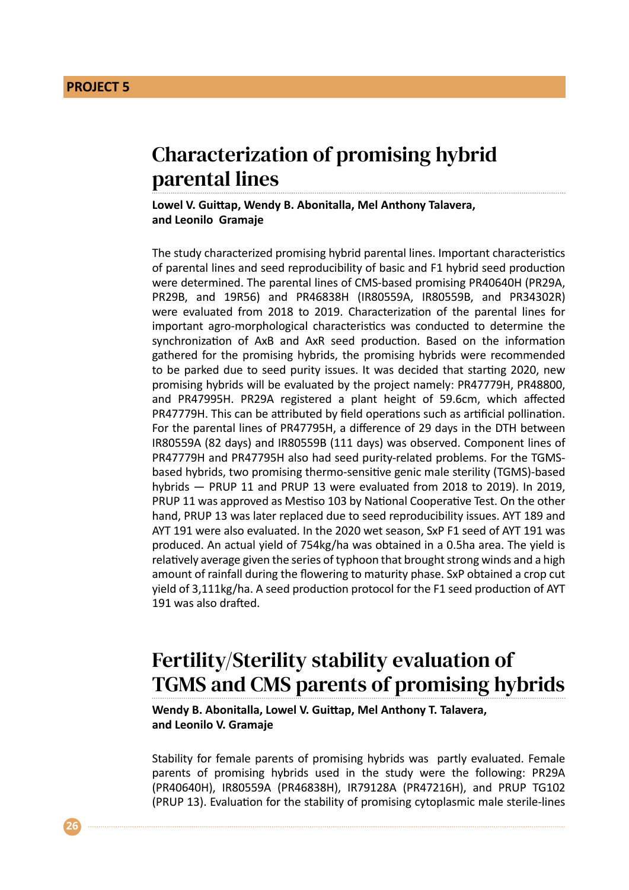**PROJECT 5**

# Characterization of promising hybrid parental lines

**Lowel V. Guittap, Wendy B. Abonitalla, Mel Anthony Talavera, and Leonilo Gramaje**

The study characterized promising hybrid parental lines. Important characteristics of parental lines and seed reproducibility of basic and F1 hybrid seed production were determined. The parental lines of CMS-based promising PR40640H (PR29A, PR29B, and 19R56) and PR46838H (IR80559A, IR80559B, and PR34302R) were evaluated from 2018 to 2019. Characterization of the parental lines for important agro-morphological characteristics was conducted to determine the synchronization of AxB and AxR seed production. Based on the information gathered for the promising hybrids, the promising hybrids were recommended to be parked due to seed purity issues. It was decided that starting 2020, new promising hybrids will be evaluated by the project namely: PR47779H, PR48800, and PR47995H. PR29A registered a plant height of 59.6cm, which affected PR47779H. This can be attributed by field operations such as artificial pollination. For the parental lines of PR47795H, a difference of 29 days in the DTH between IR80559A (82 days) and IR80559B (111 days) was observed. Component lines of PR47779H and PR47795H also had seed purity-related problems. For the TGMS-based hybrids, two promising thermo-sensitive genic male sterility (TGMS)-based hybrids — PRUP 11 and PRUP 13 were evaluated from 2018 to 2019). In 2019, PRUP 11 was approved as Mestiso 103 by National Cooperative Test. On the other hand, PRUP 13 was later replaced due to seed reproducibility issues. AYT 189 and AYT 191 were also evaluated. In the 2020 wet season, SxP F1 seed of AYT 191 was produced. An actual yield of 754kg/ha was obtained in a 0.5ha area. The yield is relatively average given the series of typhoon that brought strong winds and a high amount of rainfall during the flowering to maturity phase. SxP obtained a crop cut yield of 3,111kg/ha. A seed production protocol for the F1 seed production of AYT 191 was also drafted.

# Fertility/Sterility stability evaluation of TGMS and CMS parents of promising hybrids

**Wendy B. Abonitalla, Lowel V. Guittap, Mel Anthony T. Talavera, and Leonilo V. Gramaje**

Stability for female parents of promising hybrids was partly evaluated. Female parents of promising hybrids used in the study were the following: PR29A (PR40640H), IR80559A (PR46838H), IR79128A (PR47216H), and PRUP TG102 (PRUP 13). Evaluation for the stability of promising cytoplasmic male sterile-lines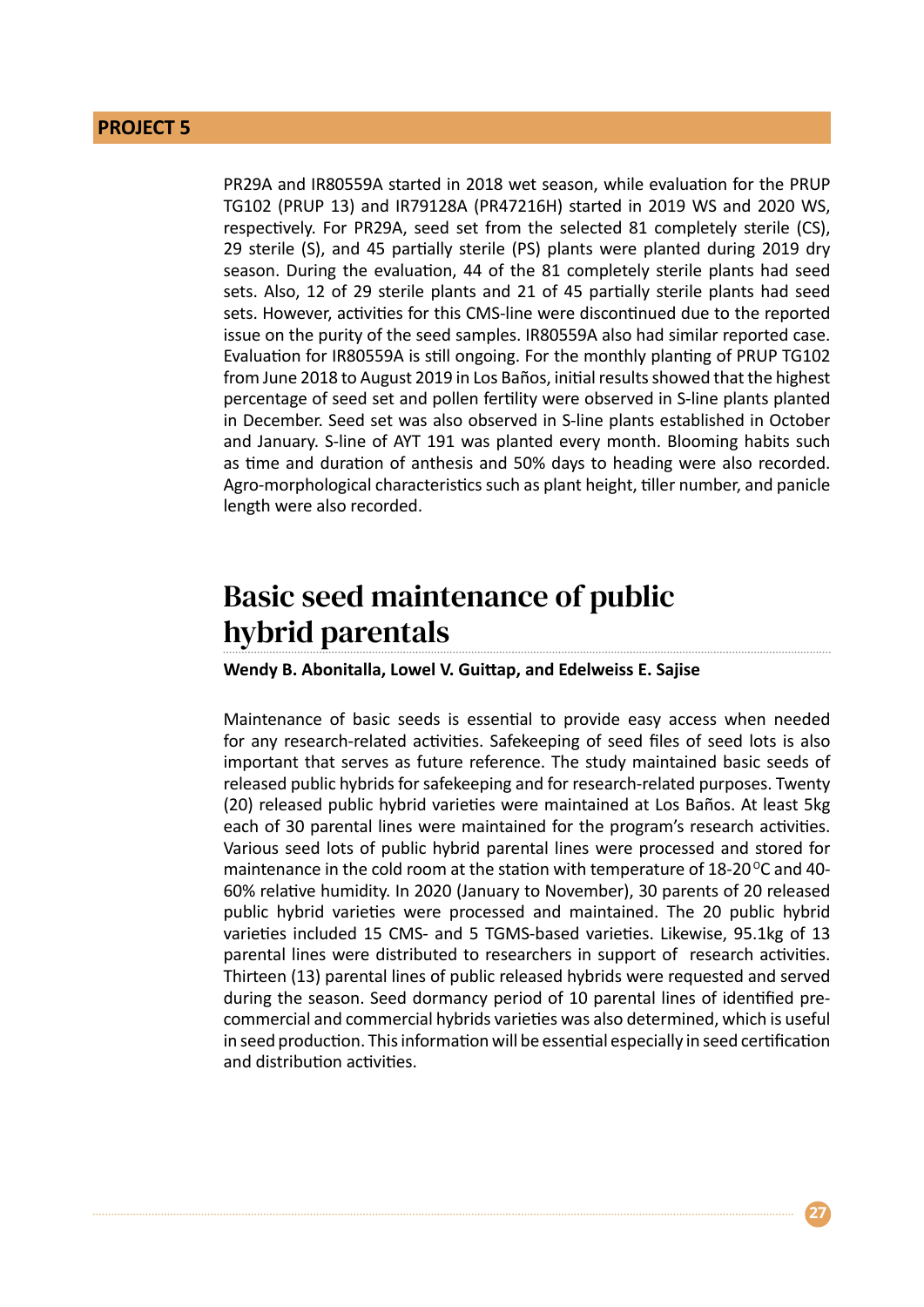## PROJECT 5

PR29A and IR80559A started in 2018 wet season, while evaluation for the PRUP TG102 (PRUP 13) and IR79128A (PR47216H) started in 2019 WS and 2020 WS, respectively. For PR29A, seed set from the selected 81 completely sterile (CS), 29 sterile (S), and 45 partially sterile (PS) plants were planted during 2019 dry season. During the evaluation, 44 of the 81 completely sterile plants had seed sets. Also, 12 of 29 sterile plants and 21 of 45 partially sterile plants had seed sets. However, activities for this CMS-line were discontinued due to the reported issue on the purity of the seed samples. IR80559A also had similar reported case. Evaluation for IR80559A is still ongoing. For the monthly planting of PRUP TG102 from June 2018 to August 2019 in Los Baños, initial results showed that the highest percentage of seed set and pollen fertility were observed in S-line plants planted in December. Seed set was also observed in S-line plants established in October and January. S-line of AYT 191 was planted every month. Blooming habits such as time and duration of anthesis and 50% days to heading were also recorded. Agro-morphological characteristics such as plant height, tiller number, and panicle length were also recorded.

# Basic seed maintenance of public hybrid parentals

**Wendy B. Abonitalla, Lowel V. Guittap, and Edelweiss E. Sajise**

Maintenance of basic seeds is essential to provide easy access when needed for any research-related activities. Safekeeping of seed files of seed lots is also important that serves as future reference. The study maintained basic seeds of released public hybrids for safekeeping and for research-related purposes. Twenty (20) released public hybrid varieties were maintained at Los Baños. At least 5kg each of 30 parental lines were maintained for the program's research activities. Various seed lots of public hybrid parental lines were processed and stored for maintenance in the cold room at the station with temperature of 18-20 $^{o}$C and 40-60% relative humidity. In 2020 (January to November), 30 parents of 20 released public hybrid varieties were processed and maintained. The 20 public hybrid varieties included 15 CMS- and 5 TGMS-based varieties. Likewise, 95.1kg of 13 parental lines were distributed to researchers in support of research activities. Thirteen (13) parental lines of public released hybrids were requested and served during the season. Seed dormancy period of 10 parental lines of identified pre-commercial and commercial hybrids varieties was also determined, which is useful in seed production. This information will be essential especially in seed certification and distribution activities.